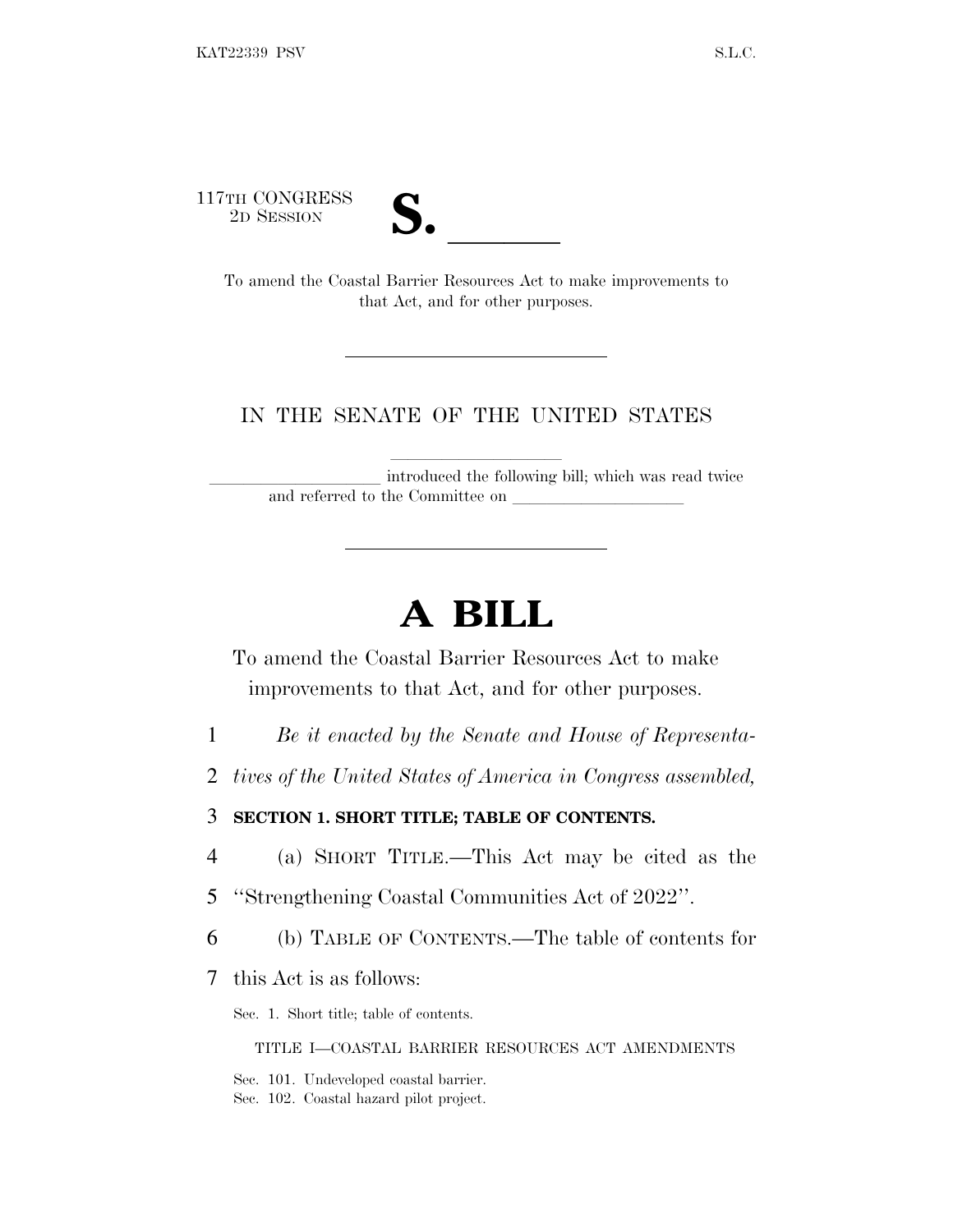117TH CONGRESS
2D SESSION

**S.** ______

To amend the Coastal Barrier Resources Act to make improvements to that Act, and for other purposes.

---

IN THE SENATE OF THE UNITED STATES

____________________ introduced the following bill; which was read twice and referred to the Committee on ____________________

---

# A BILL

To amend the Coastal Barrier Resources Act to make improvements to that Act, and for other purposes.

*Be it enacted by the Senate and House of Representatives of the United States of America in Congress assembled,*

**SECTION 1. SHORT TITLE; TABLE OF CONTENTS.**

(a) SHORT TITLE.—This Act may be cited as the "Strengthening Coastal Communities Act of 2022".

(b) TABLE OF CONTENTS.—The table of contents for this Act is as follows:

Sec. 1. Short title; table of contents.

TITLE I—COASTAL BARRIER RESOURCES ACT AMENDMENTS

Sec. 101. Undeveloped coastal barrier.
Sec. 102. Coastal hazard pilot project.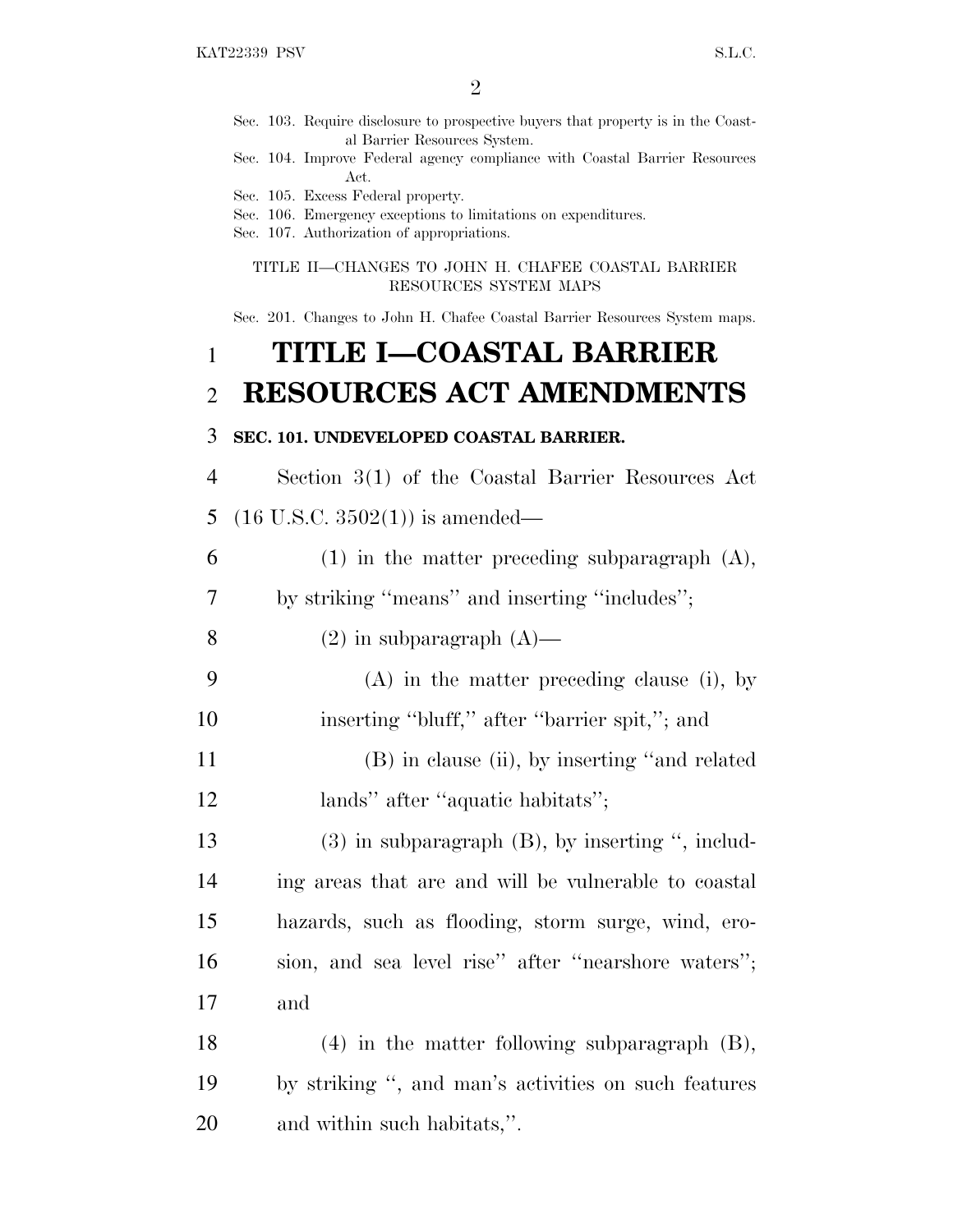Sec. 103. Require disclosure to prospective buyers that property is in the Coastal Barrier Resources System.
Sec. 104. Improve Federal agency compliance with Coastal Barrier Resources Act.
Sec. 105. Excess Federal property.
Sec. 106. Emergency exceptions to limitations on expenditures.
Sec. 107. Authorization of appropriations.

TITLE II—CHANGES TO JOHN H. CHAFEE COASTAL BARRIER RESOURCES SYSTEM MAPS

Sec. 201. Changes to John H. Chafee Coastal Barrier Resources System maps.

# TITLE I—COASTAL BARRIER RESOURCES ACT AMENDMENTS

**SEC. 101. UNDEVELOPED COASTAL BARRIER.**

Section 3(1) of the Coastal Barrier Resources Act (16 U.S.C. 3502(1)) is amended—

(1) in the matter preceding subparagraph (A), by striking ''means'' and inserting ''includes'';

(2) in subparagraph (A)—

(A) in the matter preceding clause (i), by inserting ''bluff,'' after ''barrier spit,''; and

(B) in clause (ii), by inserting ''and related lands'' after ''aquatic habitats'';

(3) in subparagraph (B), by inserting '', including areas that are and will be vulnerable to coastal hazards, such as flooding, storm surge, wind, erosion, and sea level rise'' after ''nearshore waters''; and

(4) in the matter following subparagraph (B), by striking '', and man's activities on such features and within such habitats,''.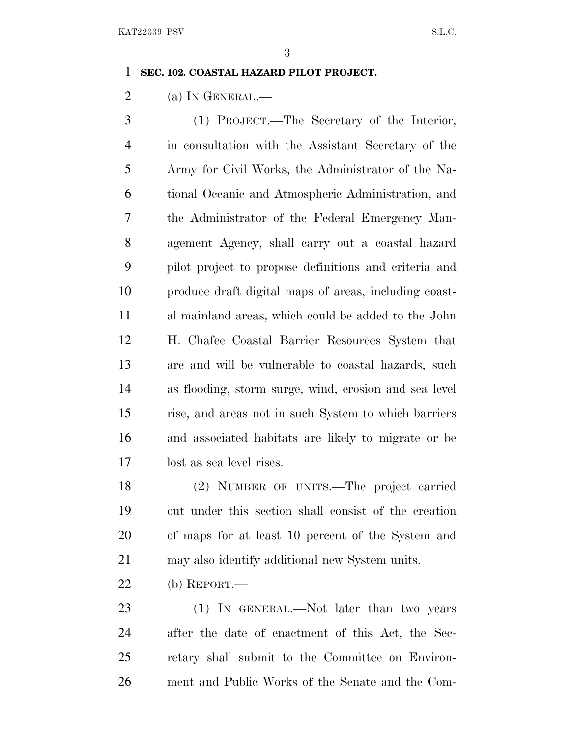**SEC. 102. COASTAL HAZARD PILOT PROJECT.**

(a) IN GENERAL.—

(1) PROJECT.—The Secretary of the Interior, in consultation with the Assistant Secretary of the Army for Civil Works, the Administrator of the National Oceanic and Atmospheric Administration, and the Administrator of the Federal Emergency Management Agency, shall carry out a coastal hazard pilot project to propose definitions and criteria and produce draft digital maps of areas, including coastal mainland areas, which could be added to the John H. Chafee Coastal Barrier Resources System that are and will be vulnerable to coastal hazards, such as flooding, storm surge, wind, erosion and sea level rise, and areas not in such System to which barriers and associated habitats are likely to migrate or be lost as sea level rises.

(2) NUMBER OF UNITS.—The project carried out under this section shall consist of the creation of maps for at least 10 percent of the System and may also identify additional new System units.

(b) REPORT.—

(1) IN GENERAL.—Not later than two years after the date of enactment of this Act, the Secretary shall submit to the Committee on Environment and Public Works of the Senate and the Com-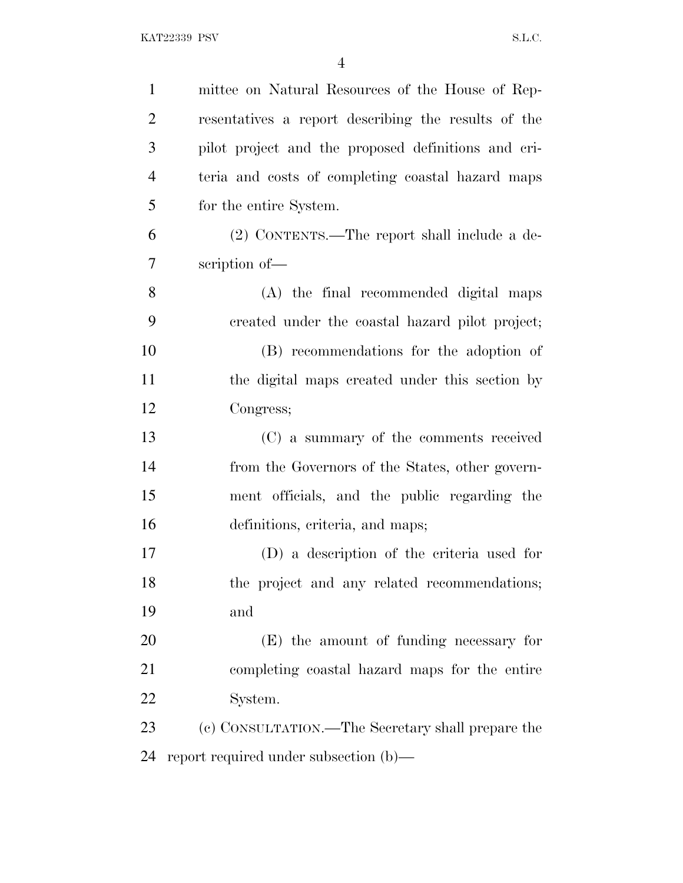mittee on Natural Resources of the House of Representatives a report describing the results of the pilot project and the proposed definitions and criteria and costs of completing coastal hazard maps for the entire System.

(2) CONTENTS.—The report shall include a description of—

(A) the final recommended digital maps created under the coastal hazard pilot project;

(B) recommendations for the adoption of the digital maps created under this section by Congress;

(C) a summary of the comments received from the Governors of the States, other government officials, and the public regarding the definitions, criteria, and maps;

(D) a description of the criteria used for the project and any related recommendations; and

(E) the amount of funding necessary for completing coastal hazard maps for the entire System.

(c) CONSULTATION.—The Secretary shall prepare the report required under subsection (b)—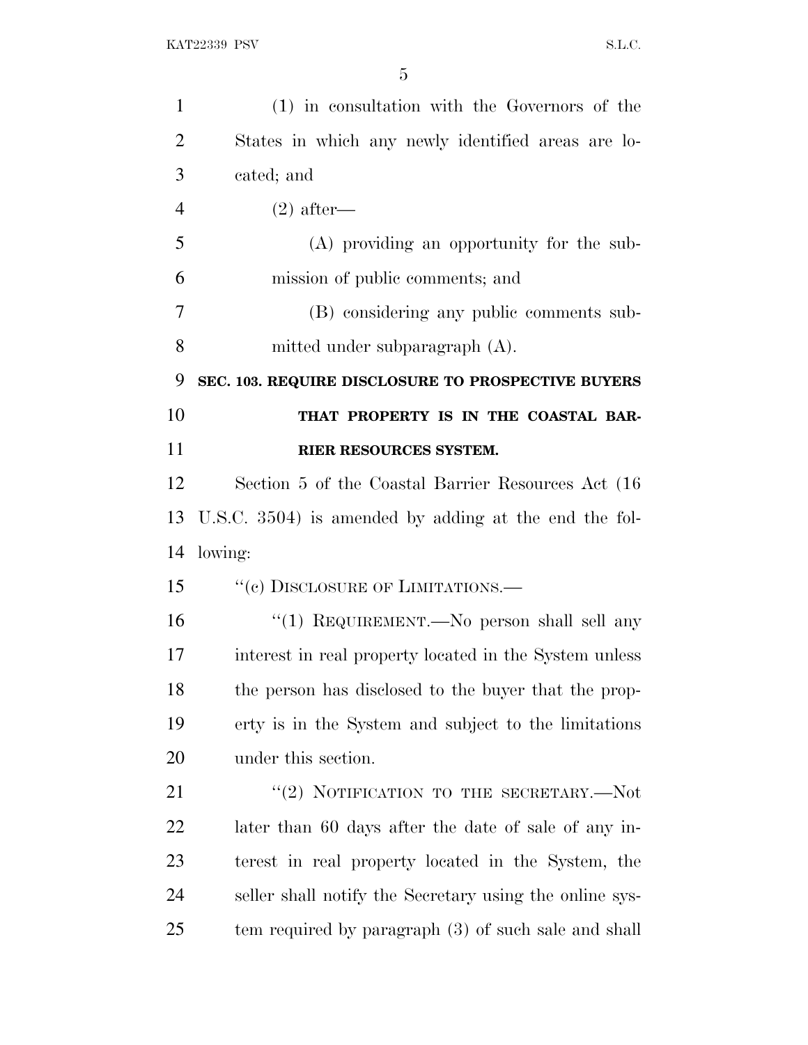(1) in consultation with the Governors of the States in which any newly identified areas are located; and

(2) after—

(A) providing an opportunity for the submission of public comments; and

(B) considering any public comments submitted under subparagraph (A).

**SEC. 103. REQUIRE DISCLOSURE TO PROSPECTIVE BUYERS THAT PROPERTY IS IN THE COASTAL BARRIER RESOURCES SYSTEM.**

Section 5 of the Coastal Barrier Resources Act (16 U.S.C. 3504) is amended by adding at the end the following:

"(c) DISCLOSURE OF LIMITATIONS.—

"(1) REQUIREMENT.—No person shall sell any interest in real property located in the System unless the person has disclosed to the buyer that the property is in the System and subject to the limitations under this section.

"(2) NOTIFICATION TO THE SECRETARY.—Not later than 60 days after the date of sale of any interest in real property located in the System, the seller shall notify the Secretary using the online system required by paragraph (3) of such sale and shall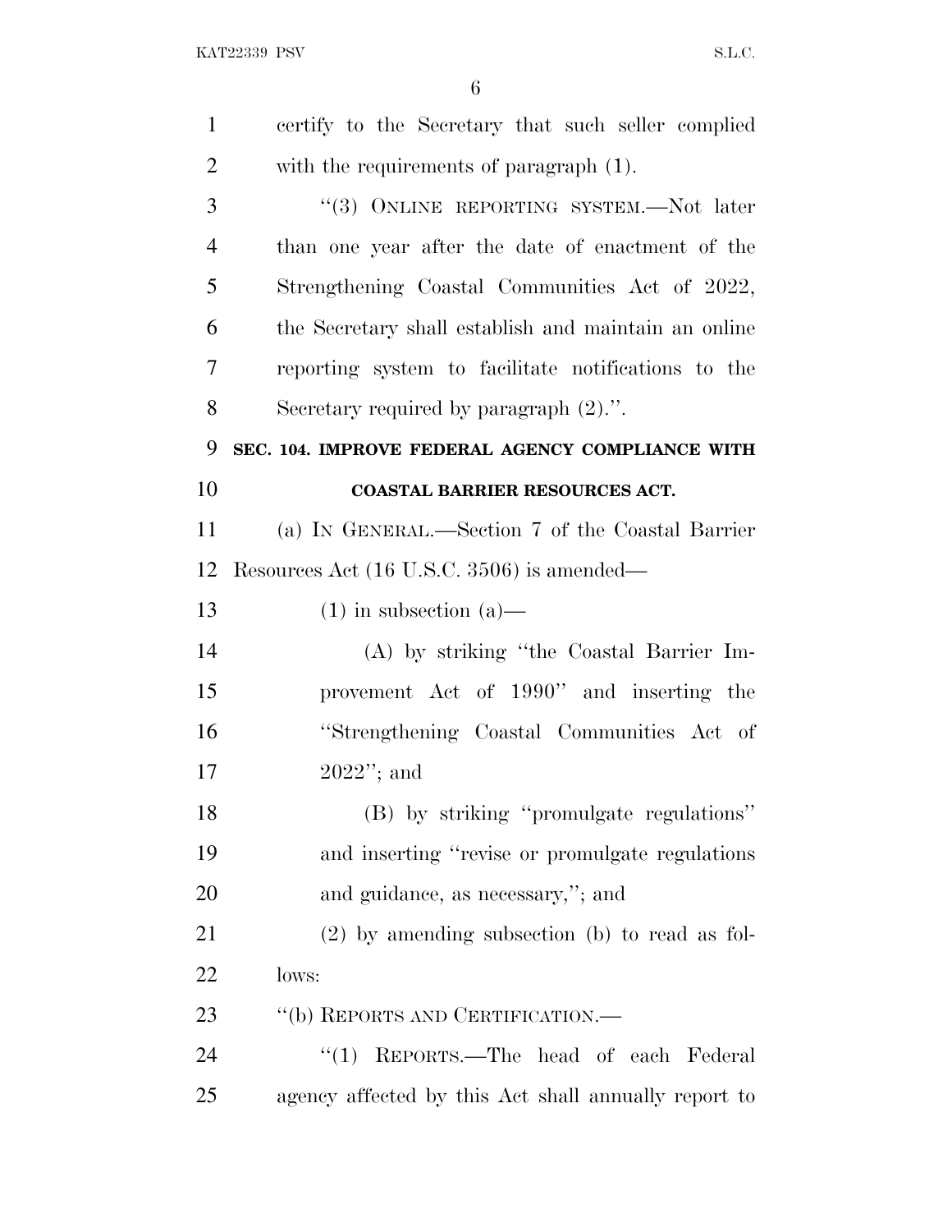certify to the Secretary that such seller complied with the requirements of paragraph (1).

"(3) ONLINE REPORTING SYSTEM.—Not later than one year after the date of enactment of the Strengthening Coastal Communities Act of 2022, the Secretary shall establish and maintain an online reporting system to facilitate notifications to the Secretary required by paragraph (2).".

**SEC. 104. IMPROVE FEDERAL AGENCY COMPLIANCE WITH COASTAL BARRIER RESOURCES ACT.**

(a) IN GENERAL.—Section 7 of the Coastal Barrier Resources Act (16 U.S.C. 3506) is amended—

(1) in subsection (a)—

(A) by striking "the Coastal Barrier Improvement Act of 1990" and inserting the "Strengthening Coastal Communities Act of 2022"; and

(B) by striking "promulgate regulations" and inserting "revise or promulgate regulations and guidance, as necessary,"; and

(2) by amending subsection (b) to read as follows:

"(b) REPORTS AND CERTIFICATION.—

"(1) REPORTS.—The head of each Federal agency affected by this Act shall annually report to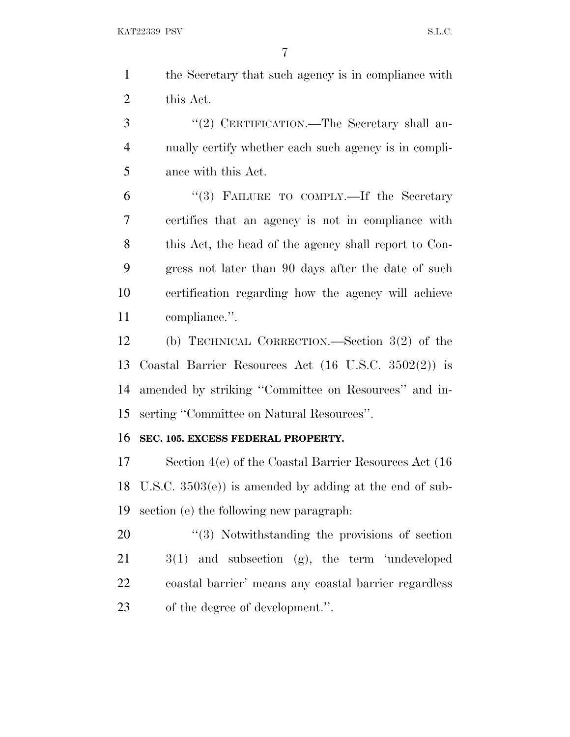the Secretary that such agency is in compliance with this Act.

"(2) CERTIFICATION.—The Secretary shall annually certify whether each such agency is in compliance with this Act.

"(3) FAILURE TO COMPLY.—If the Secretary certifies that an agency is not in compliance with this Act, the head of the agency shall report to Congress not later than 90 days after the date of such certification regarding how the agency will achieve compliance.".

(b) TECHNICAL CORRECTION.—Section 3(2) of the Coastal Barrier Resources Act (16 U.S.C. 3502(2)) is amended by striking "Committee on Resources" and inserting "Committee on Natural Resources".

**SEC. 105. EXCESS FEDERAL PROPERTY.**

Section 4(e) of the Coastal Barrier Resources Act (16 U.S.C. 3503(e)) is amended by adding at the end of subsection (e) the following new paragraph:

"(3) Notwithstanding the provisions of section 3(1) and subsection (g), the term 'undeveloped coastal barrier' means any coastal barrier regardless of the degree of development.".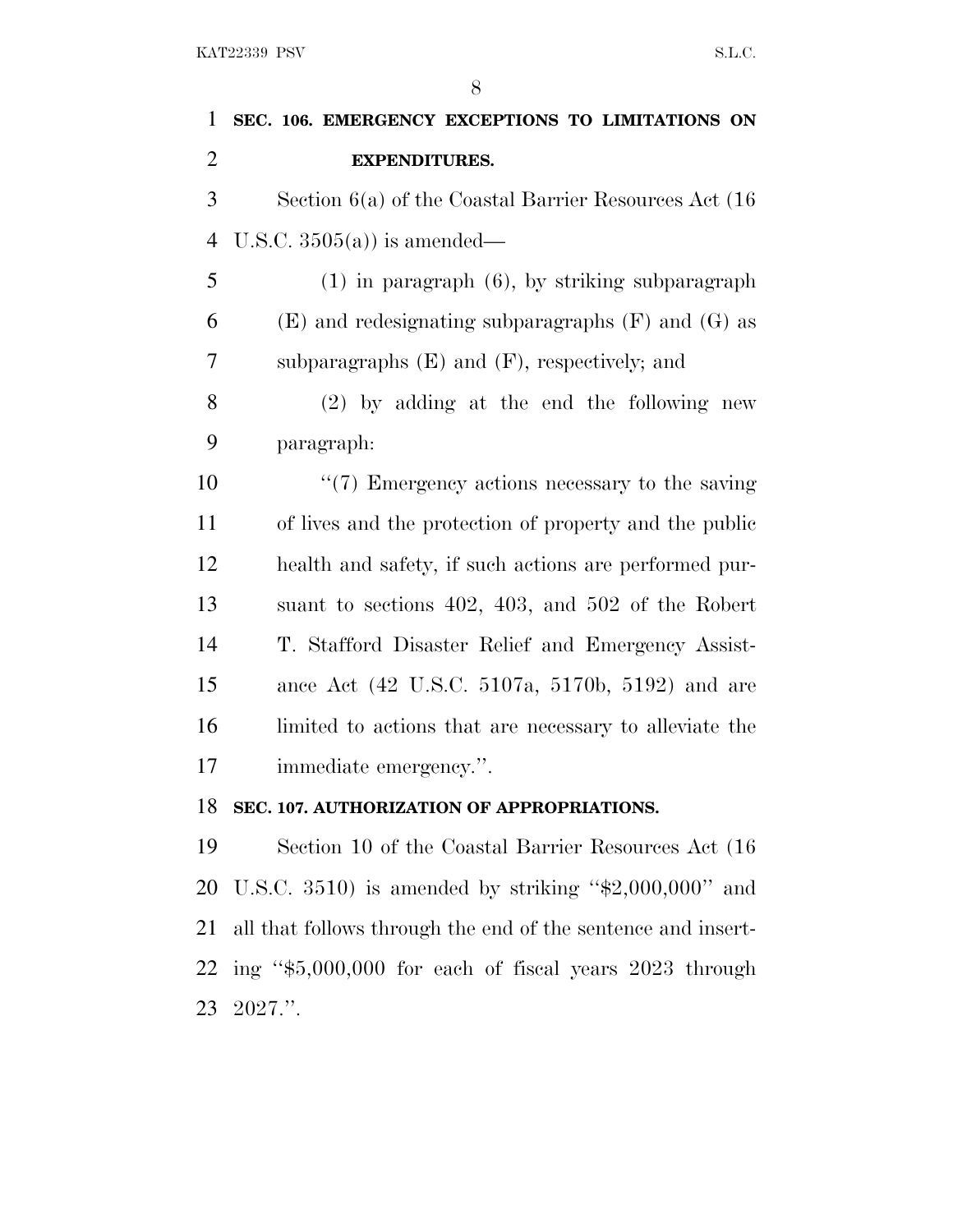**SEC. 106. EMERGENCY EXCEPTIONS TO LIMITATIONS ON EXPENDITURES.**

Section 6(a) of the Coastal Barrier Resources Act (16 U.S.C. 3505(a)) is amended—

(1) in paragraph (6), by striking subparagraph (E) and redesignating subparagraphs (F) and (G) as subparagraphs (E) and (F), respectively; and

(2) by adding at the end the following new paragraph:

''(7) Emergency actions necessary to the saving of lives and the protection of property and the public health and safety, if such actions are performed pursuant to sections 402, 403, and 502 of the Robert T. Stafford Disaster Relief and Emergency Assistance Act (42 U.S.C. 5107a, 5170b, 5192) and are limited to actions that are necessary to alleviate the immediate emergency.''.

**SEC. 107. AUTHORIZATION OF APPROPRIATIONS.**

Section 10 of the Coastal Barrier Resources Act (16 U.S.C. 3510) is amended by striking ''$2,000,000'' and all that follows through the end of the sentence and inserting ''$5,000,000 for each of fiscal years 2023 through 2027.''.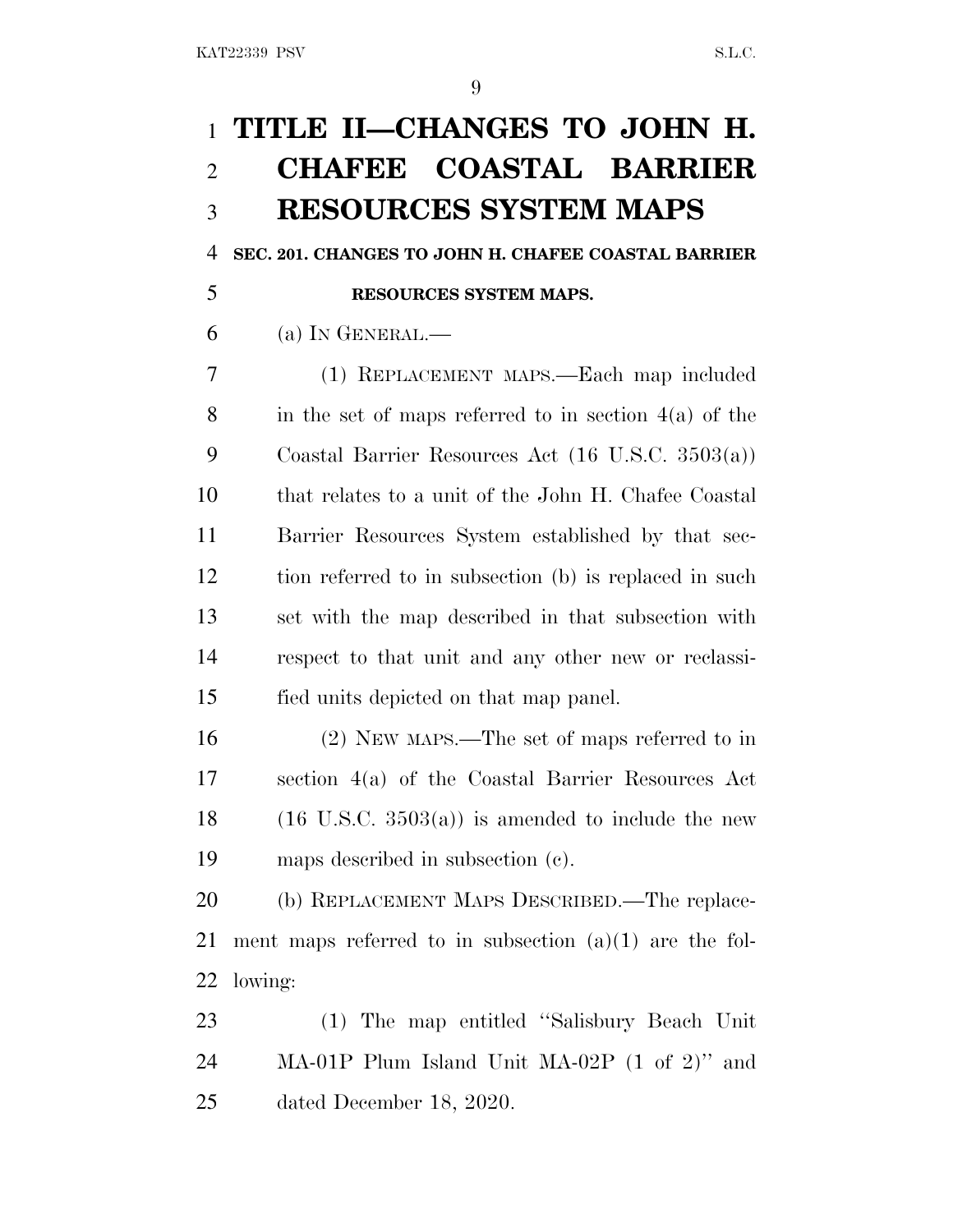# TITLE II—CHANGES TO JOHN H. CHAFEE COASTAL BARRIER RESOURCES SYSTEM MAPS

## SEC. 201. CHANGES TO JOHN H. CHAFEE COASTAL BARRIER RESOURCES SYSTEM MAPS.

(a) IN GENERAL.—

(1) REPLACEMENT MAPS.—Each map included in the set of maps referred to in section 4(a) of the Coastal Barrier Resources Act (16 U.S.C. 3503(a)) that relates to a unit of the John H. Chafee Coastal Barrier Resources System established by that section referred to in subsection (b) is replaced in such set with the map described in that subsection with respect to that unit and any other new or reclassified units depicted on that map panel.

(2) NEW MAPS.—The set of maps referred to in section 4(a) of the Coastal Barrier Resources Act (16 U.S.C. 3503(a)) is amended to include the new maps described in subsection (c).

(b) REPLACEMENT MAPS DESCRIBED.—The replacement maps referred to in subsection (a)(1) are the following:

(1) The map entitled ''Salisbury Beach Unit MA-01P Plum Island Unit MA-02P (1 of 2)'' and dated December 18, 2020.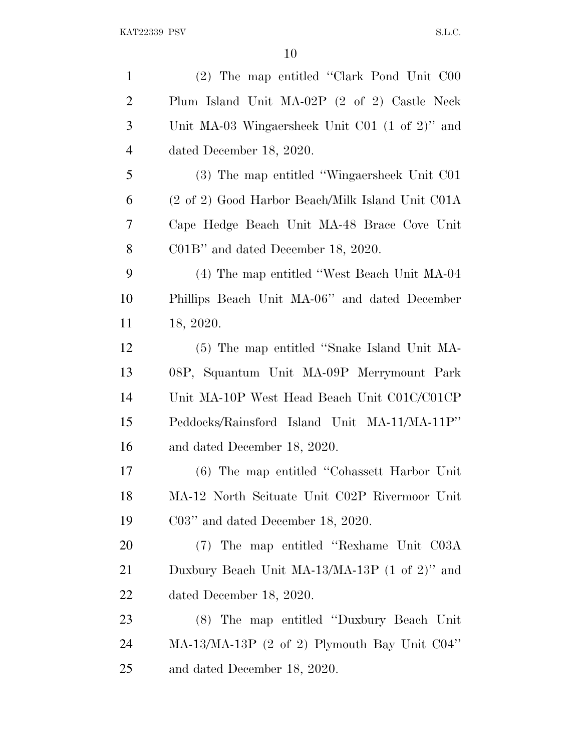(2) The map entitled "Clark Pond Unit C00 Plum Island Unit MA-02P (2 of 2) Castle Neck Unit MA-03 Wingaersheek Unit C01 (1 of 2)" and dated December 18, 2020.

(3) The map entitled "Wingaersheek Unit C01 (2 of 2) Good Harbor Beach/Milk Island Unit C01A Cape Hedge Beach Unit MA-48 Brace Cove Unit C01B" and dated December 18, 2020.

(4) The map entitled "West Beach Unit MA-04 Phillips Beach Unit MA-06" and dated December 18, 2020.

(5) The map entitled "Snake Island Unit MA-08P, Squantum Unit MA-09P Merrymount Park Unit MA-10P West Head Beach Unit C01C/C01CP Peddocks/Rainsford Island Unit MA-11/MA-11P" and dated December 18, 2020.

(6) The map entitled "Cohassett Harbor Unit MA-12 North Scituate Unit C02P Rivermoor Unit C03" and dated December 18, 2020.

(7) The map entitled "Rexhame Unit C03A Duxbury Beach Unit MA-13/MA-13P (1 of 2)" and dated December 18, 2020.

(8) The map entitled "Duxbury Beach Unit MA-13/MA-13P (2 of 2) Plymouth Bay Unit C04" and dated December 18, 2020.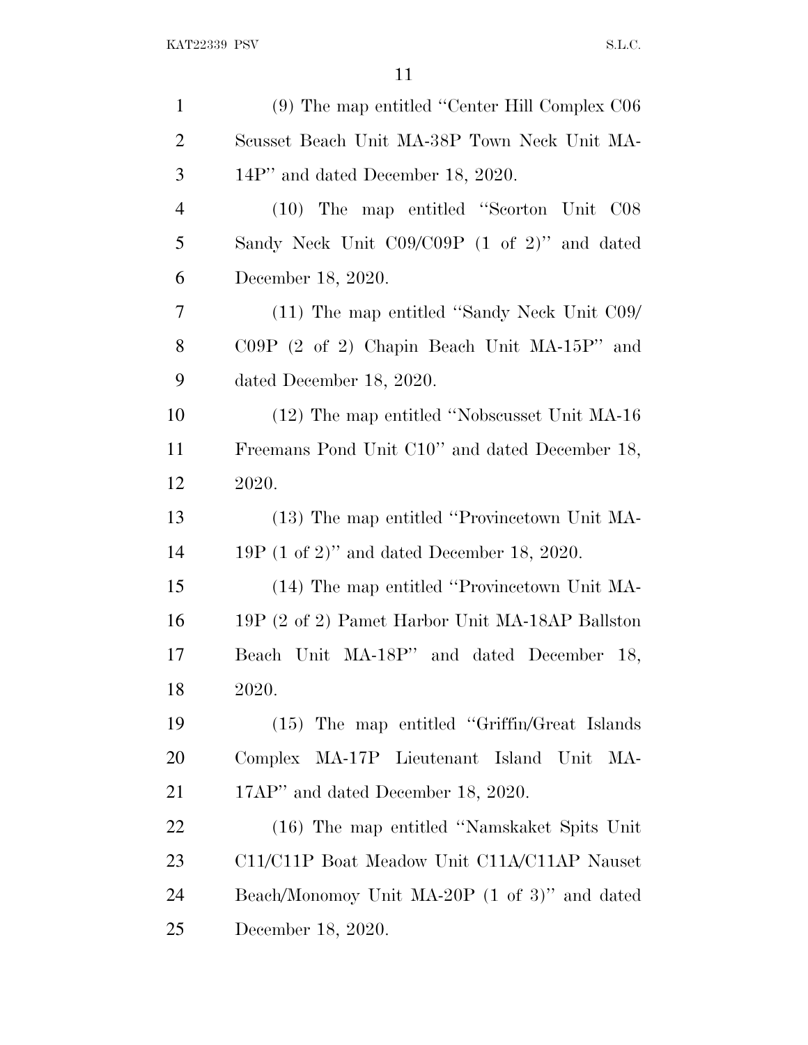(9) The map entitled "Center Hill Complex C06 Scusset Beach Unit MA-38P Town Neck Unit MA-14P" and dated December 18, 2020.

(10) The map entitled "Scorton Unit C08 Sandy Neck Unit C09/C09P (1 of 2)" and dated December 18, 2020.

(11) The map entitled "Sandy Neck Unit C09/C09P (2 of 2) Chapin Beach Unit MA-15P" and dated December 18, 2020.

(12) The map entitled "Nobscusset Unit MA-16 Freemans Pond Unit C10" and dated December 18, 2020.

(13) The map entitled "Provincetown Unit MA-19P (1 of 2)" and dated December 18, 2020.

(14) The map entitled "Provincetown Unit MA-19P (2 of 2) Pamet Harbor Unit MA-18AP Ballston Beach Unit MA-18P" and dated December 18, 2020.

(15) The map entitled "Griffin/Great Islands Complex MA-17P Lieutenant Island Unit MA-17AP" and dated December 18, 2020.

(16) The map entitled "Namskaket Spits Unit C11/C11P Boat Meadow Unit C11A/C11AP Nauset Beach/Monomoy Unit MA-20P (1 of 3)" and dated December 18, 2020.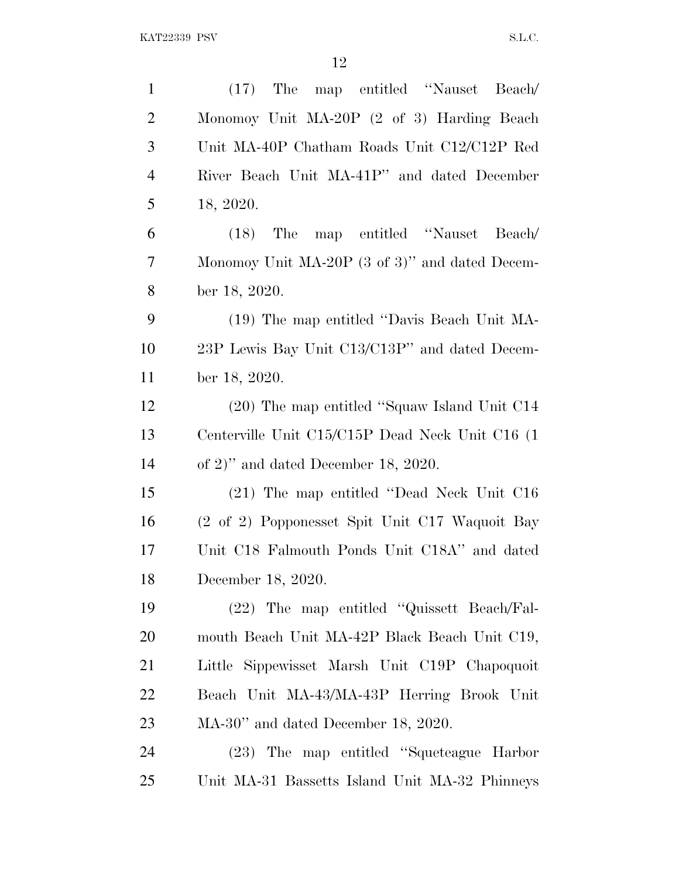(17) The map entitled "Nauset Beach/Monomoy Unit MA-20P (2 of 3) Harding Beach Unit MA-40P Chatham Roads Unit C12/C12P Red River Beach Unit MA-41P" and dated December 18, 2020.

(18) The map entitled "Nauset Beach/Monomoy Unit MA-20P (3 of 3)" and dated December 18, 2020.

(19) The map entitled "Davis Beach Unit MA-23P Lewis Bay Unit C13/C13P" and dated December 18, 2020.

(20) The map entitled "Squaw Island Unit C14 Centerville Unit C15/C15P Dead Neck Unit C16 (1 of 2)" and dated December 18, 2020.

(21) The map entitled "Dead Neck Unit C16 (2 of 2) Popponesset Spit Unit C17 Waquoit Bay Unit C18 Falmouth Ponds Unit C18A" and dated December 18, 2020.

(22) The map entitled "Quissett Beach/Falmouth Beach Unit MA-42P Black Beach Unit C19, Little Sippewisset Marsh Unit C19P Chapoquoit Beach Unit MA-43/MA-43P Herring Brook Unit MA-30" and dated December 18, 2020.

(23) The map entitled "Squeteague Harbor Unit MA-31 Bassetts Island Unit MA-32 Phinneys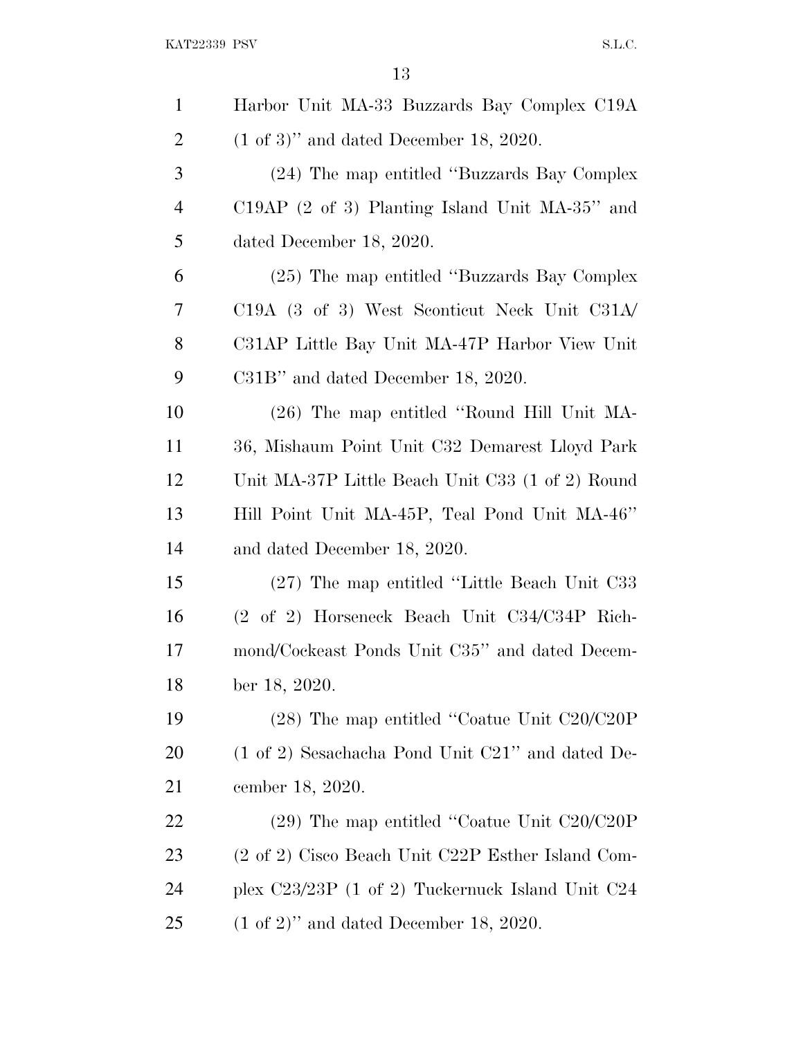Harbor Unit MA-33 Buzzards Bay Complex C19A (1 of 3)'' and dated December 18, 2020.

(24) The map entitled ''Buzzards Bay Complex C19AP (2 of 3) Planting Island Unit MA-35'' and dated December 18, 2020.

(25) The map entitled ''Buzzards Bay Complex C19A (3 of 3) West Sconticut Neck Unit C31A/C31AP Little Bay Unit MA-47P Harbor View Unit C31B'' and dated December 18, 2020.

(26) The map entitled ''Round Hill Unit MA-36, Mishaum Point Unit C32 Demarest Lloyd Park Unit MA-37P Little Beach Unit C33 (1 of 2) Round Hill Point Unit MA-45P, Teal Pond Unit MA-46'' and dated December 18, 2020.

(27) The map entitled ''Little Beach Unit C33 (2 of 2) Horseneck Beach Unit C34/C34P Richmond/Cockeast Ponds Unit C35'' and dated December 18, 2020.

(28) The map entitled ''Coatue Unit C20/C20P (1 of 2) Sesachacha Pond Unit C21'' and dated December 18, 2020.

(29) The map entitled ''Coatue Unit C20/C20P (2 of 2) Cisco Beach Unit C22P Esther Island Complex C23/23P (1 of 2) Tuckernuck Island Unit C24 (1 of 2)'' and dated December 18, 2020.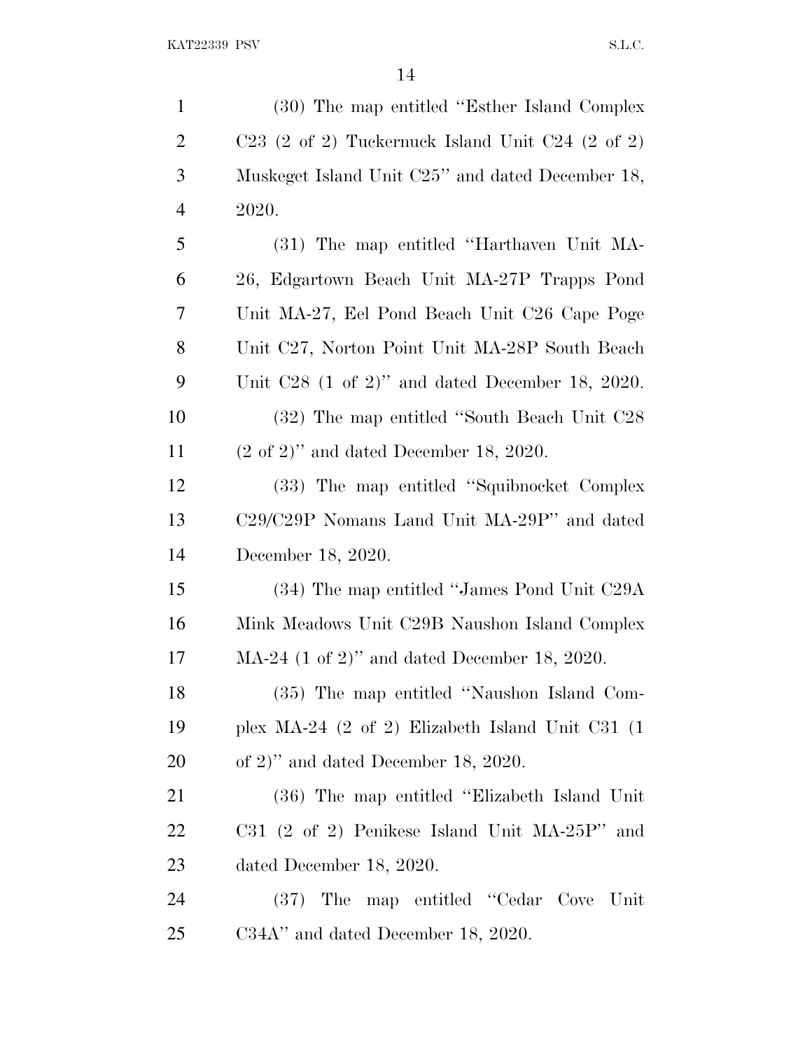(30) The map entitled ''Esther Island Complex C23 (2 of 2) Tuckernuck Island Unit C24 (2 of 2) Muskeget Island Unit C25'' and dated December 18, 2020.

(31) The map entitled ''Harthaven Unit MA-26, Edgartown Beach Unit MA-27P Trapps Pond Unit MA-27, Eel Pond Beach Unit C26 Cape Poge Unit C27, Norton Point Unit MA-28P South Beach Unit C28 (1 of 2)'' and dated December 18, 2020.

(32) The map entitled ''South Beach Unit C28 (2 of 2)'' and dated December 18, 2020.

(33) The map entitled ''Squibnocket Complex C29/C29P Nomans Land Unit MA-29P'' and dated December 18, 2020.

(34) The map entitled ''James Pond Unit C29A Mink Meadows Unit C29B Naushon Island Complex MA-24 (1 of 2)'' and dated December 18, 2020.

(35) The map entitled ''Naushon Island Complex MA-24 (2 of 2) Elizabeth Island Unit C31 (1 of 2)'' and dated December 18, 2020.

(36) The map entitled ''Elizabeth Island Unit C31 (2 of 2) Penikese Island Unit MA-25P'' and dated December 18, 2020.

(37) The map entitled ''Cedar Cove Unit C34A'' and dated December 18, 2020.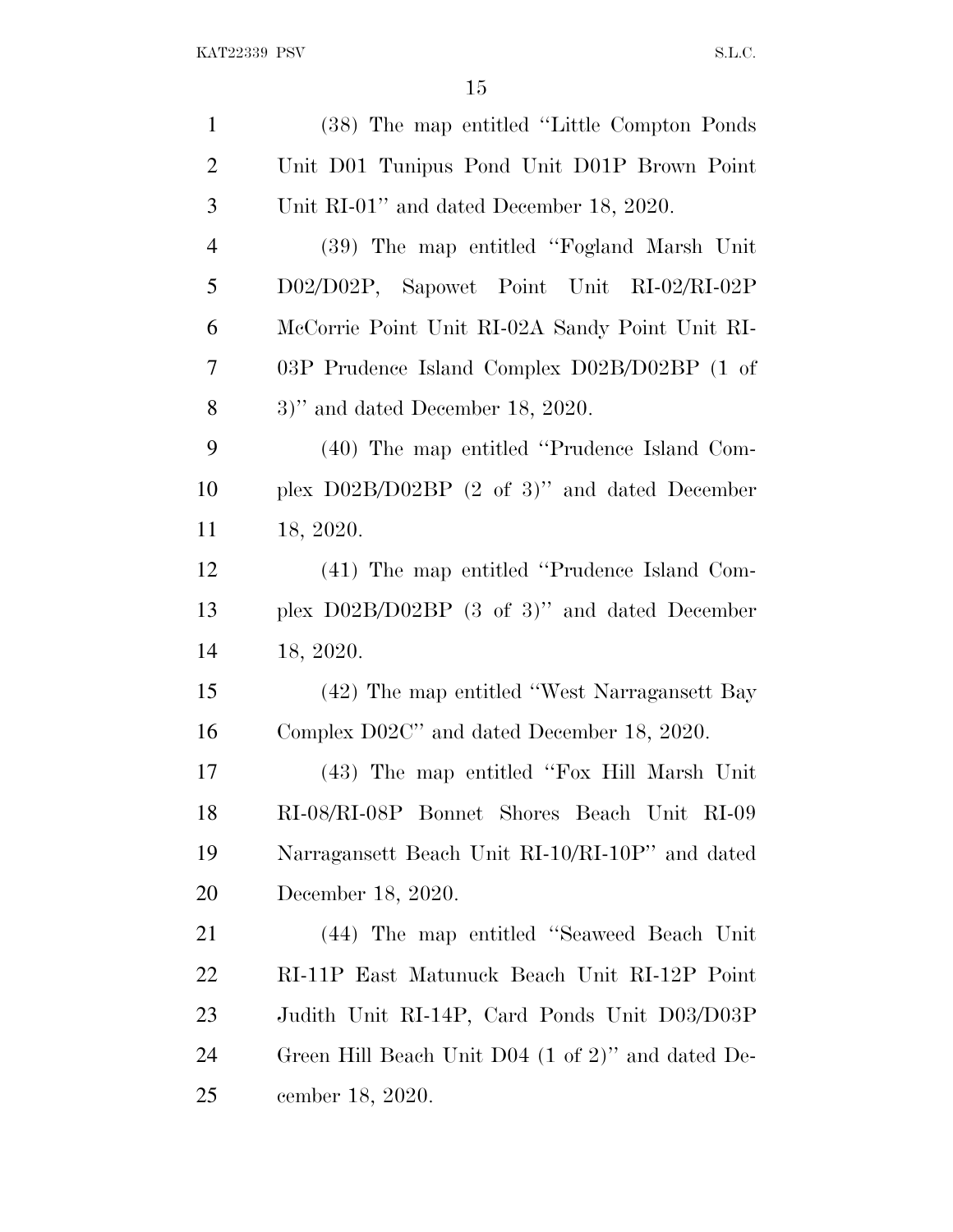(38) The map entitled ''Little Compton Ponds Unit D01 Tunipus Pond Unit D01P Brown Point Unit RI-01'' and dated December 18, 2020.

(39) The map entitled ''Fogland Marsh Unit D02/D02P, Sapowet Point Unit RI-02/RI-02P McCorrie Point Unit RI-02A Sandy Point Unit RI-03P Prudence Island Complex D02B/D02BP (1 of 3)'' and dated December 18, 2020.

(40) The map entitled ''Prudence Island Complex D02B/D02BP (2 of 3)'' and dated December 18, 2020.

(41) The map entitled ''Prudence Island Complex D02B/D02BP (3 of 3)'' and dated December 18, 2020.

(42) The map entitled ''West Narragansett Bay Complex D02C'' and dated December 18, 2020.

(43) The map entitled ''Fox Hill Marsh Unit RI-08/RI-08P Bonnet Shores Beach Unit RI-09 Narragansett Beach Unit RI-10/RI-10P'' and dated December 18, 2020.

(44) The map entitled ''Seaweed Beach Unit RI-11P East Matunuck Beach Unit RI-12P Point Judith Unit RI-14P, Card Ponds Unit D03/D03P Green Hill Beach Unit D04 (1 of 2)'' and dated December 18, 2020.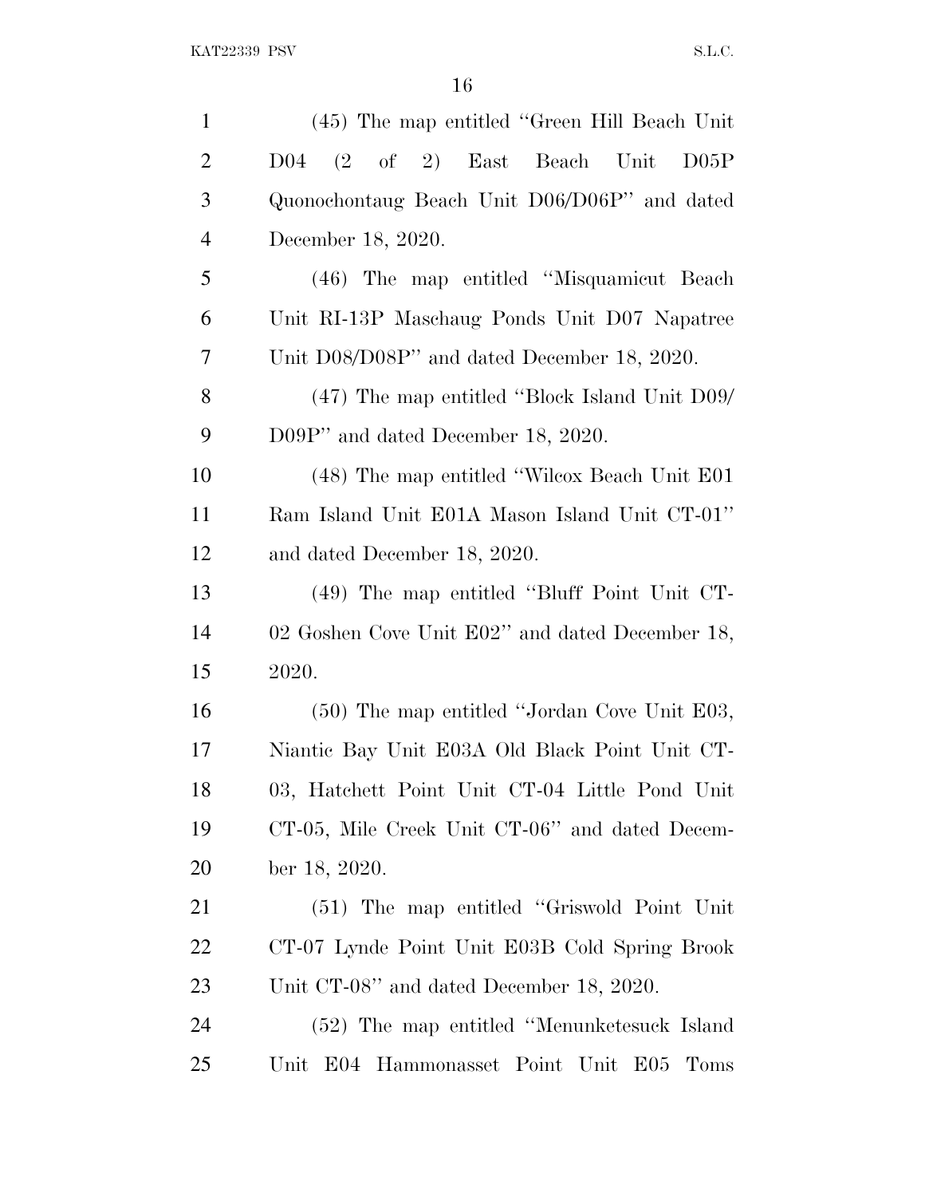(45) The map entitled ''Green Hill Beach Unit D04 (2 of 2) East Beach Unit D05P Quonochontaug Beach Unit D06/D06P'' and dated December 18, 2020.

(46) The map entitled ''Misquamicut Beach Unit RI-13P Maschaug Ponds Unit D07 Napatree Unit D08/D08P'' and dated December 18, 2020.

(47) The map entitled ''Block Island Unit D09/D09P'' and dated December 18, 2020.

(48) The map entitled ''Wilcox Beach Unit E01 Ram Island Unit E01A Mason Island Unit CT-01'' and dated December 18, 2020.

(49) The map entitled ''Bluff Point Unit CT-02 Goshen Cove Unit E02'' and dated December 18, 2020.

(50) The map entitled ''Jordan Cove Unit E03, Niantic Bay Unit E03A Old Black Point Unit CT-03, Hatchett Point Unit CT-04 Little Pond Unit CT-05, Mile Creek Unit CT-06'' and dated December 18, 2020.

(51) The map entitled ''Griswold Point Unit CT-07 Lynde Point Unit E03B Cold Spring Brook Unit CT-08'' and dated December 18, 2020.

(52) The map entitled ''Menunketesuck Island Unit E04 Hammonasset Point Unit E05 Toms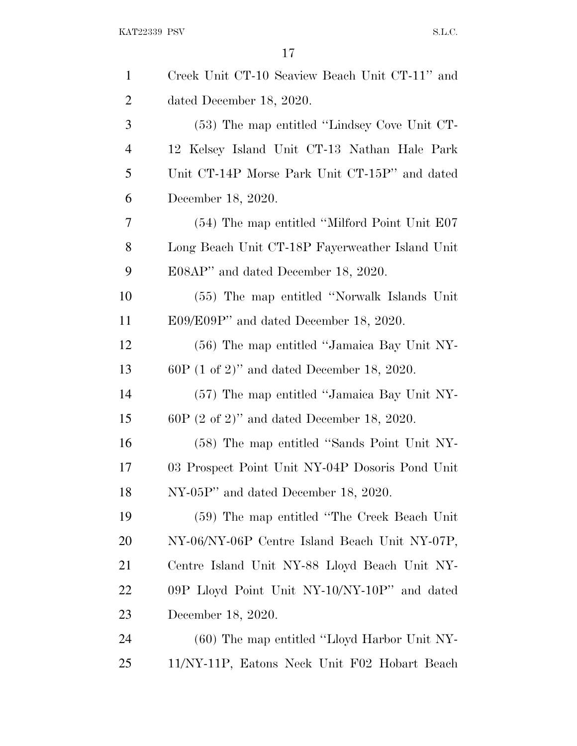Creek Unit CT-10 Seaview Beach Unit CT-11'' and dated December 18, 2020.

(53) The map entitled ''Lindsey Cove Unit CT-12 Kelsey Island Unit CT-13 Nathan Hale Park Unit CT-14P Morse Park Unit CT-15P'' and dated December 18, 2020.

(54) The map entitled ''Milford Point Unit E07 Long Beach Unit CT-18P Fayerweather Island Unit E08AP'' and dated December 18, 2020.

(55) The map entitled ''Norwalk Islands Unit E09/E09P'' and dated December 18, 2020.

(56) The map entitled ''Jamaica Bay Unit NY-60P (1 of 2)'' and dated December 18, 2020.

(57) The map entitled ''Jamaica Bay Unit NY-60P (2 of 2)'' and dated December 18, 2020.

(58) The map entitled ''Sands Point Unit NY-03 Prospect Point Unit NY-04P Dosoris Pond Unit NY-05P'' and dated December 18, 2020.

(59) The map entitled ''The Creek Beach Unit NY-06/NY-06P Centre Island Beach Unit NY-07P, Centre Island Unit NY-88 Lloyd Beach Unit NY-09P Lloyd Point Unit NY-10/NY-10P'' and dated December 18, 2020.

(60) The map entitled ''Lloyd Harbor Unit NY-11/NY-11P, Eatons Neck Unit F02 Hobart Beach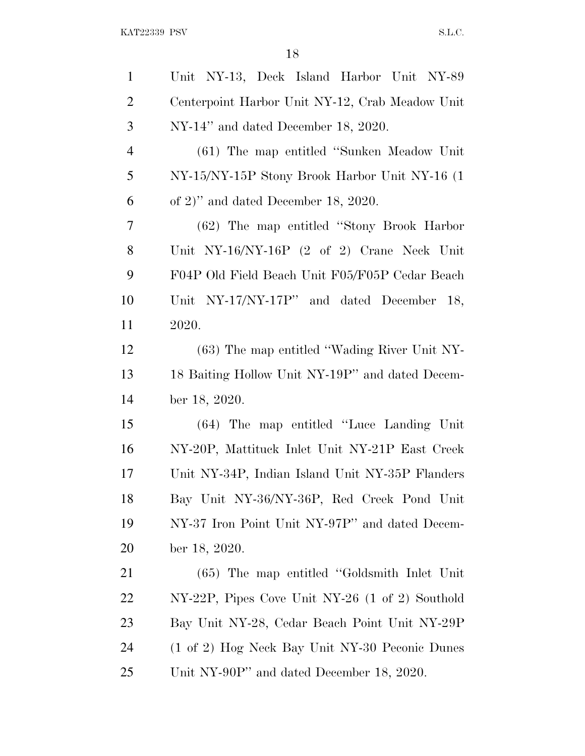Unit NY-13, Deck Island Harbor Unit NY-89 Centerpoint Harbor Unit NY-12, Crab Meadow Unit NY-14'' and dated December 18, 2020.

(61) The map entitled ''Sunken Meadow Unit NY-15/NY-15P Stony Brook Harbor Unit NY-16 (1 of 2)'' and dated December 18, 2020.

(62) The map entitled ''Stony Brook Harbor Unit NY-16/NY-16P (2 of 2) Crane Neck Unit F04P Old Field Beach Unit F05/F05P Cedar Beach Unit NY-17/NY-17P'' and dated December 18, 2020.

(63) The map entitled ''Wading River Unit NY-18 Baiting Hollow Unit NY-19P'' and dated December 18, 2020.

(64) The map entitled ''Luce Landing Unit NY-20P, Mattituck Inlet Unit NY-21P East Creek Unit NY-34P, Indian Island Unit NY-35P Flanders Bay Unit NY-36/NY-36P, Red Creek Pond Unit NY-37 Iron Point Unit NY-97P'' and dated December 18, 2020.

(65) The map entitled ''Goldsmith Inlet Unit NY-22P, Pipes Cove Unit NY-26 (1 of 2) Southold Bay Unit NY-28, Cedar Beach Point Unit NY-29P (1 of 2) Hog Neck Bay Unit NY-30 Peconic Dunes Unit NY-90P'' and dated December 18, 2020.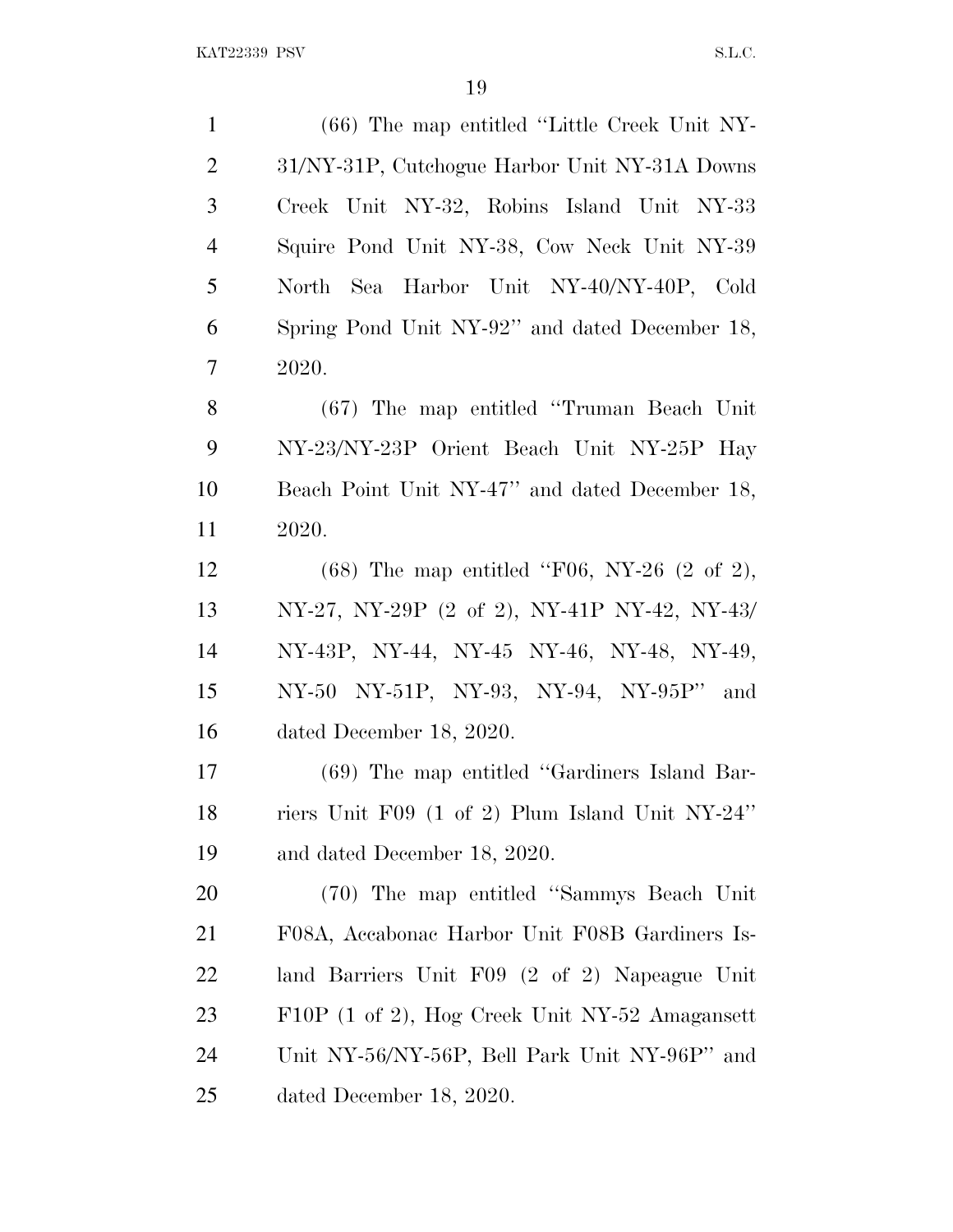(66) The map entitled "Little Creek Unit NY-31/NY-31P, Cutchogue Harbor Unit NY-31A Downs Creek Unit NY-32, Robins Island Unit NY-33 Squire Pond Unit NY-38, Cow Neck Unit NY-39 North Sea Harbor Unit NY-40/NY-40P, Cold Spring Pond Unit NY-92" and dated December 18, 2020.

(67) The map entitled "Truman Beach Unit NY-23/NY-23P Orient Beach Unit NY-25P Hay Beach Point Unit NY-47" and dated December 18, 2020.

(68) The map entitled "F06, NY-26 (2 of 2), NY-27, NY-29P (2 of 2), NY-41P NY-42, NY-43/NY-43P, NY-44, NY-45 NY-46, NY-48, NY-49, NY-50 NY-51P, NY-93, NY-94, NY-95P" and dated December 18, 2020.

(69) The map entitled "Gardiners Island Barriers Unit F09 (1 of 2) Plum Island Unit NY-24" and dated December 18, 2020.

(70) The map entitled "Sammys Beach Unit F08A, Accabonac Harbor Unit F08B Gardiners Island Barriers Unit F09 (2 of 2) Napeague Unit F10P (1 of 2), Hog Creek Unit NY-52 Amagansett Unit NY-56/NY-56P, Bell Park Unit NY-96P" and dated December 18, 2020.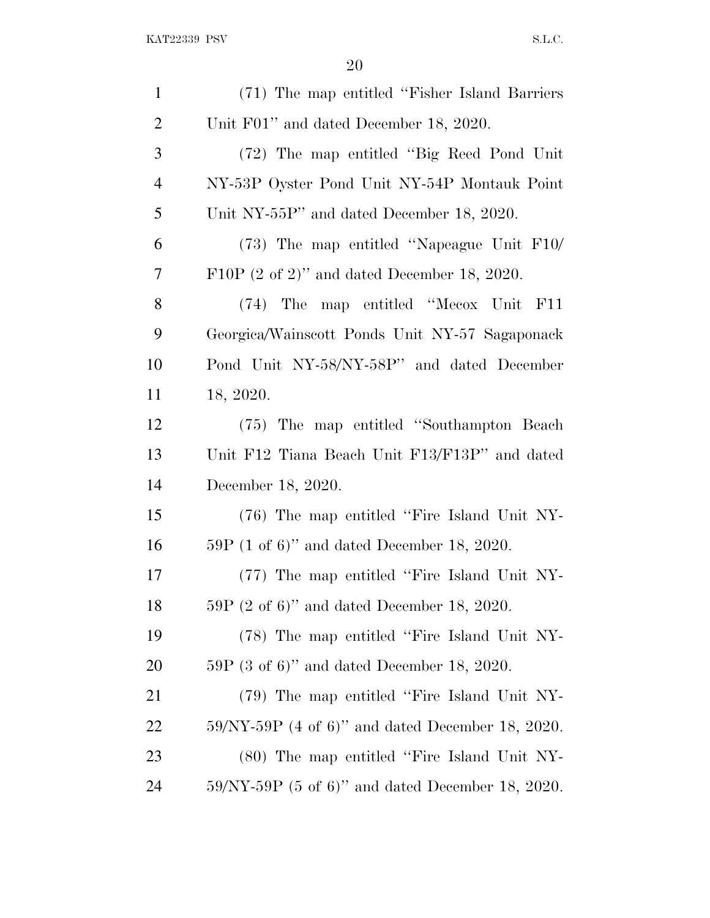(71) The map entitled ''Fisher Island Barriers Unit F01'' and dated December 18, 2020.

(72) The map entitled ''Big Reed Pond Unit NY-53P Oyster Pond Unit NY-54P Montauk Point Unit NY-55P'' and dated December 18, 2020.

(73) The map entitled ''Napeague Unit F10/F10P (2 of 2)'' and dated December 18, 2020.

(74) The map entitled ''Mecox Unit F11 Georgica/Wainscott Ponds Unit NY-57 Sagaponack Pond Unit NY-58/NY-58P'' and dated December 18, 2020.

(75) The map entitled ''Southampton Beach Unit F12 Tiana Beach Unit F13/F13P'' and dated December 18, 2020.

(76) The map entitled ''Fire Island Unit NY-59P (1 of 6)'' and dated December 18, 2020.

(77) The map entitled ''Fire Island Unit NY-59P (2 of 6)'' and dated December 18, 2020.

(78) The map entitled ''Fire Island Unit NY-59P (3 of 6)'' and dated December 18, 2020.

(79) The map entitled ''Fire Island Unit NY-59/NY-59P (4 of 6)'' and dated December 18, 2020.

(80) The map entitled ''Fire Island Unit NY-59/NY-59P (5 of 6)'' and dated December 18, 2020.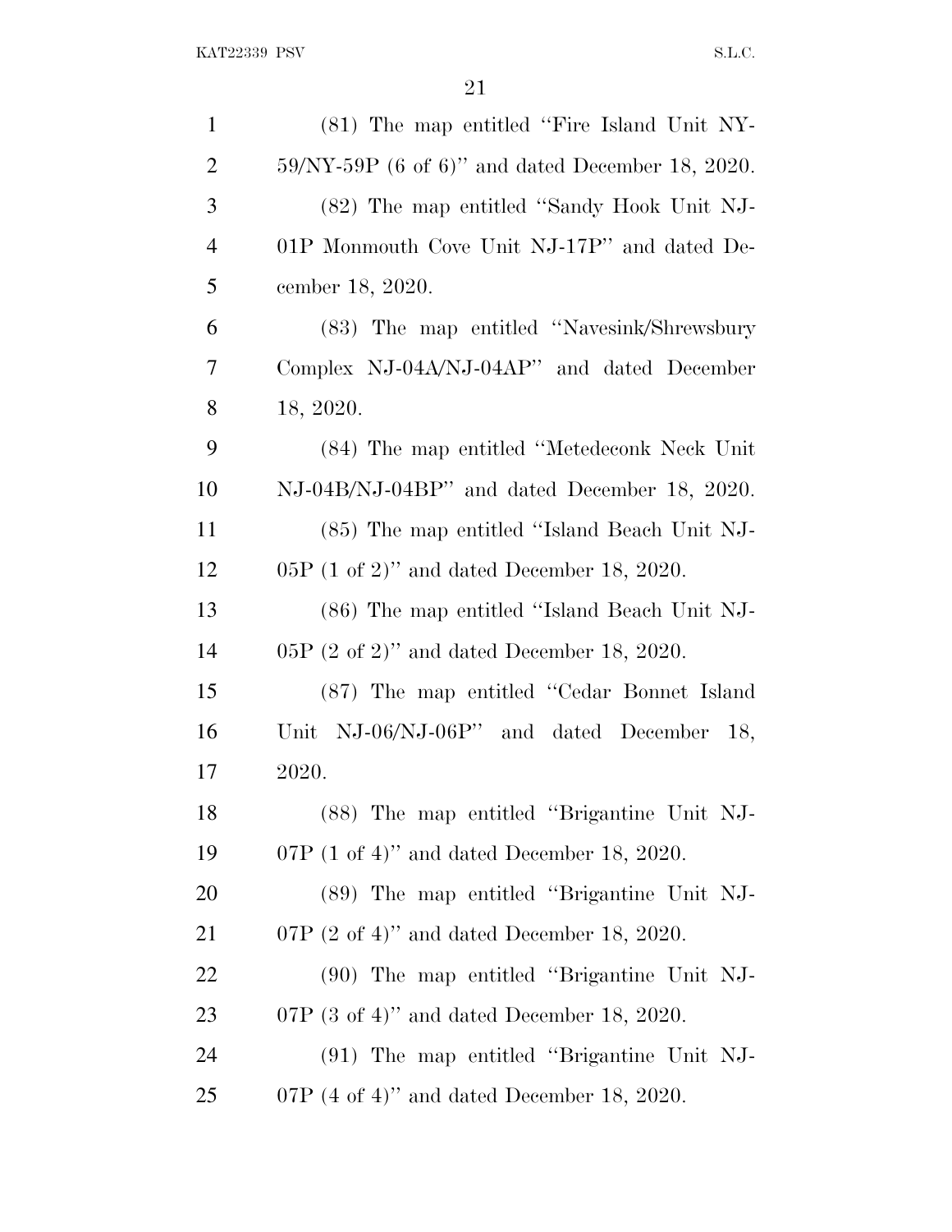(81) The map entitled "Fire Island Unit NY-59/NY-59P (6 of 6)" and dated December 18, 2020.

(82) The map entitled "Sandy Hook Unit NJ-01P Monmouth Cove Unit NJ-17P" and dated December 18, 2020.

(83) The map entitled "Navesink/Shrewsbury Complex NJ-04A/NJ-04AP" and dated December 18, 2020.

(84) The map entitled "Metedeconk Neck Unit NJ-04B/NJ-04BP" and dated December 18, 2020.

(85) The map entitled "Island Beach Unit NJ-05P (1 of 2)" and dated December 18, 2020.

(86) The map entitled "Island Beach Unit NJ-05P (2 of 2)" and dated December 18, 2020.

(87) The map entitled "Cedar Bonnet Island Unit NJ-06/NJ-06P" and dated December 18, 2020.

(88) The map entitled "Brigantine Unit NJ-07P (1 of 4)" and dated December 18, 2020.

(89) The map entitled "Brigantine Unit NJ-07P (2 of 4)" and dated December 18, 2020.

(90) The map entitled "Brigantine Unit NJ-07P (3 of 4)" and dated December 18, 2020.

(91) The map entitled "Brigantine Unit NJ-07P (4 of 4)" and dated December 18, 2020.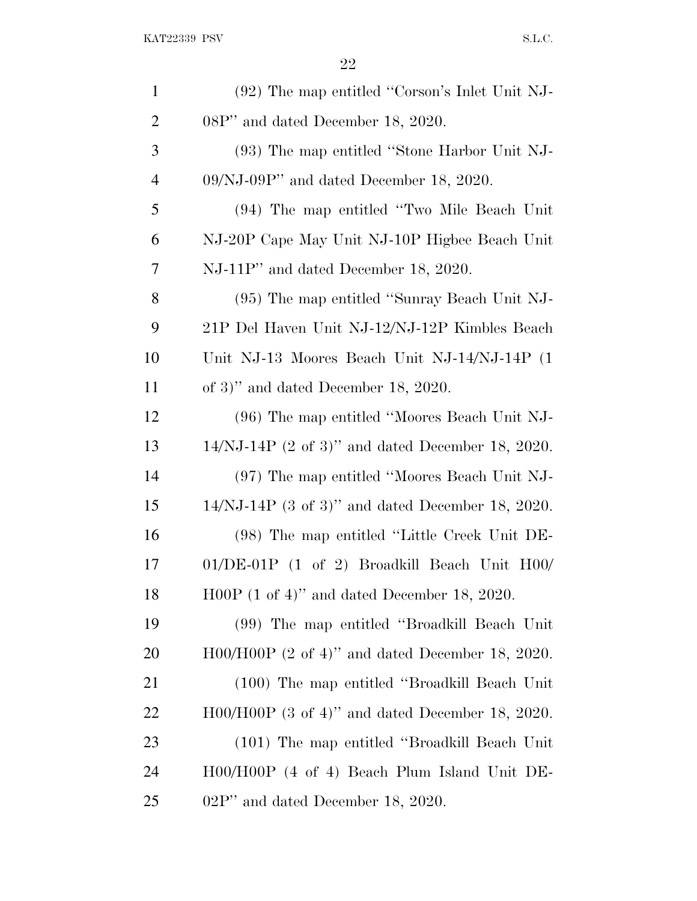(92) The map entitled "Corson's Inlet Unit NJ-08P" and dated December 18, 2020.

(93) The map entitled "Stone Harbor Unit NJ-09/NJ-09P" and dated December 18, 2020.

(94) The map entitled "Two Mile Beach Unit NJ-20P Cape May Unit NJ-10P Higbee Beach Unit NJ-11P" and dated December 18, 2020.

(95) The map entitled "Sunray Beach Unit NJ-21P Del Haven Unit NJ-12/NJ-12P Kimbles Beach Unit NJ-13 Moores Beach Unit NJ-14/NJ-14P (1 of 3)" and dated December 18, 2020.

(96) The map entitled "Moores Beach Unit NJ-14/NJ-14P (2 of 3)" and dated December 18, 2020.

(97) The map entitled "Moores Beach Unit NJ-14/NJ-14P (3 of 3)" and dated December 18, 2020.

(98) The map entitled "Little Creek Unit DE-01/DE-01P (1 of 2) Broadkill Beach Unit H00/H00P (1 of 4)" and dated December 18, 2020.

(99) The map entitled "Broadkill Beach Unit H00/H00P (2 of 4)" and dated December 18, 2020.

(100) The map entitled "Broadkill Beach Unit H00/H00P (3 of 4)" and dated December 18, 2020.

(101) The map entitled "Broadkill Beach Unit H00/H00P (4 of 4) Beach Plum Island Unit DE-02P" and dated December 18, 2020.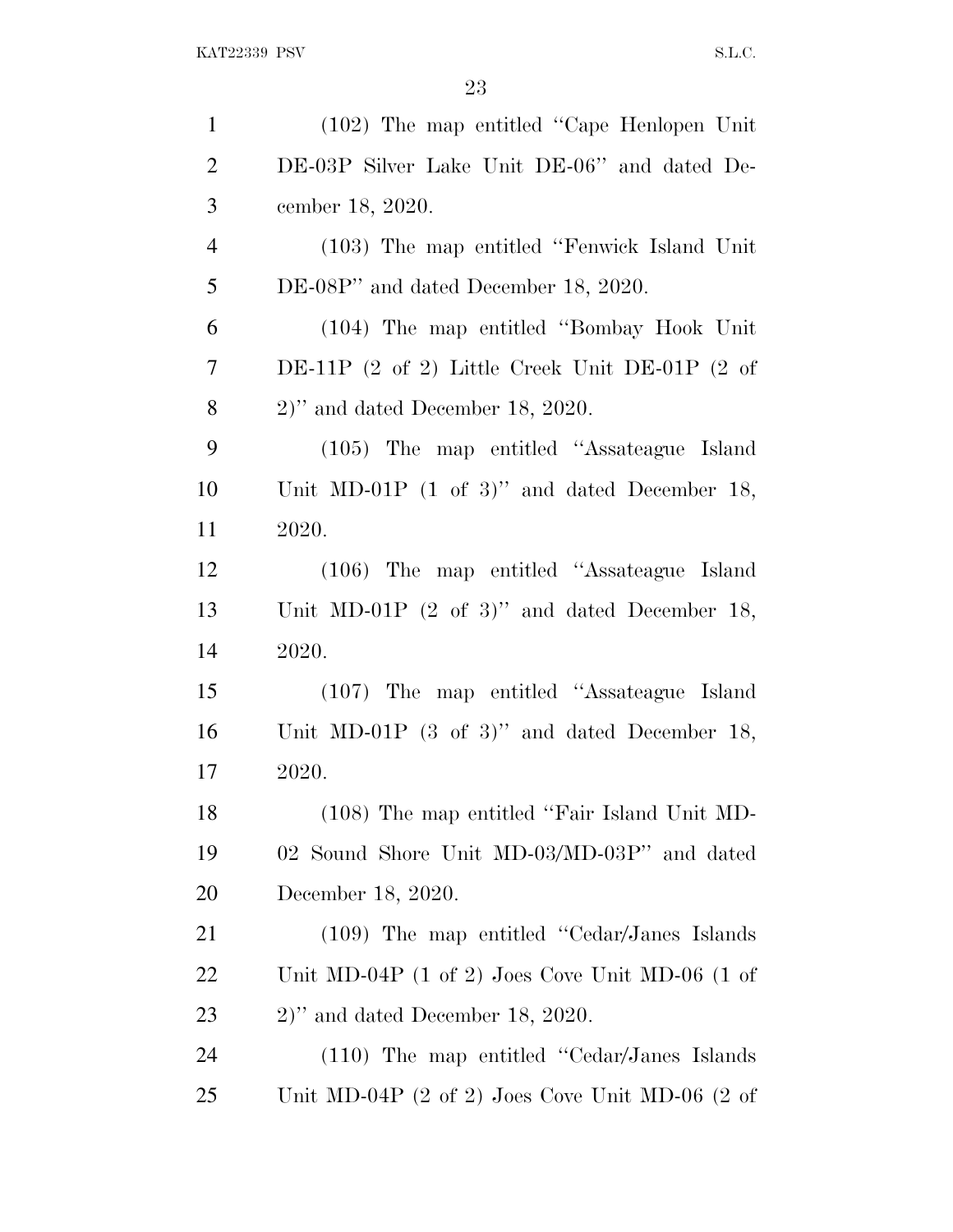(102) The map entitled ''Cape Henlopen Unit DE-03P Silver Lake Unit DE-06'' and dated December 18, 2020.

(103) The map entitled ''Fenwick Island Unit DE-08P'' and dated December 18, 2020.

(104) The map entitled ''Bombay Hook Unit DE-11P (2 of 2) Little Creek Unit DE-01P (2 of 2)'' and dated December 18, 2020.

(105) The map entitled ''Assateague Island Unit MD-01P (1 of 3)'' and dated December 18, 2020.

(106) The map entitled ''Assateague Island Unit MD-01P (2 of 3)'' and dated December 18, 2020.

(107) The map entitled ''Assateague Island Unit MD-01P (3 of 3)'' and dated December 18, 2020.

(108) The map entitled ''Fair Island Unit MD-02 Sound Shore Unit MD-03/MD-03P'' and dated December 18, 2020.

(109) The map entitled ''Cedar/Janes Islands Unit MD-04P (1 of 2) Joes Cove Unit MD-06 (1 of 2)'' and dated December 18, 2020.

(110) The map entitled ''Cedar/Janes Islands Unit MD-04P (2 of 2) Joes Cove Unit MD-06 (2 of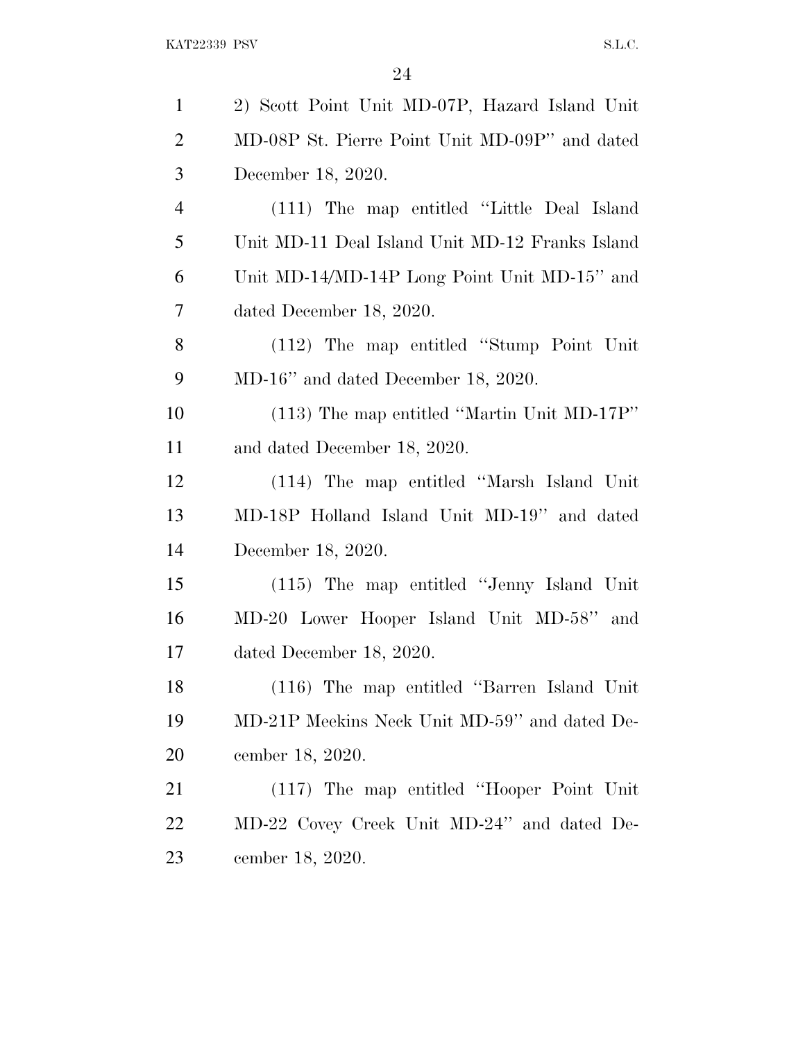2) Scott Point Unit MD-07P, Hazard Island Unit MD-08P St. Pierre Point Unit MD-09P'' and dated December 18, 2020.

(111) The map entitled ''Little Deal Island Unit MD-11 Deal Island Unit MD-12 Franks Island Unit MD-14/MD-14P Long Point Unit MD-15'' and dated December 18, 2020.

(112) The map entitled ''Stump Point Unit MD-16'' and dated December 18, 2020.

(113) The map entitled ''Martin Unit MD-17P'' and dated December 18, 2020.

(114) The map entitled ''Marsh Island Unit MD-18P Holland Island Unit MD-19'' and dated December 18, 2020.

(115) The map entitled ''Jenny Island Unit MD-20 Lower Hooper Island Unit MD-58'' and dated December 18, 2020.

(116) The map entitled ''Barren Island Unit MD-21P Meekins Neck Unit MD-59'' and dated December 18, 2020.

(117) The map entitled ''Hooper Point Unit MD-22 Covey Creek Unit MD-24'' and dated December 18, 2020.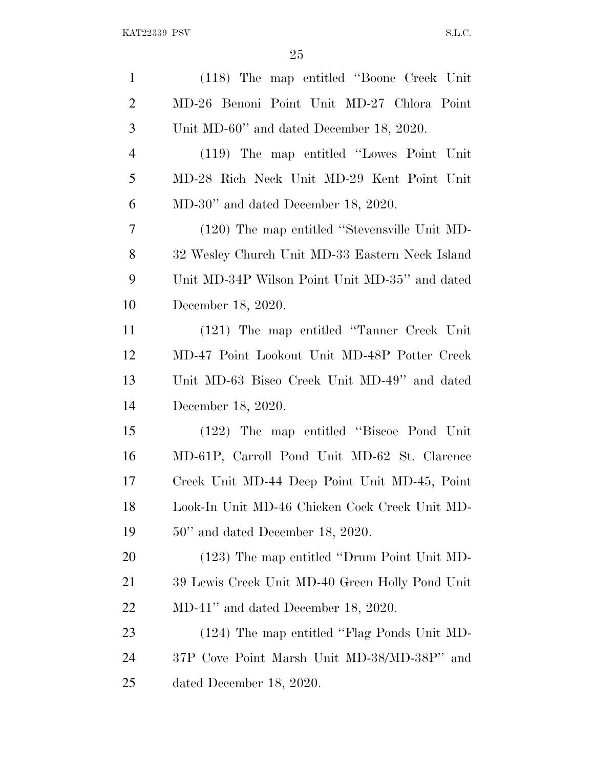(118) The map entitled "Boone Creek Unit MD-26 Benoni Point Unit MD-27 Chlora Point Unit MD-60" and dated December 18, 2020.

(119) The map entitled "Lowes Point Unit MD-28 Rich Neck Unit MD-29 Kent Point Unit MD-30" and dated December 18, 2020.

(120) The map entitled "Stevensville Unit MD-32 Wesley Church Unit MD-33 Eastern Neck Island Unit MD-34P Wilson Point Unit MD-35" and dated December 18, 2020.

(121) The map entitled "Tanner Creek Unit MD-47 Point Lookout Unit MD-48P Potter Creek Unit MD-63 Bisco Creek Unit MD-49" and dated December 18, 2020.

(122) The map entitled "Biscoe Pond Unit MD-61P, Carroll Pond Unit MD-62 St. Clarence Creek Unit MD-44 Deep Point Unit MD-45, Point Look-In Unit MD-46 Chicken Cock Creek Unit MD-50" and dated December 18, 2020.

(123) The map entitled "Drum Point Unit MD-39 Lewis Creek Unit MD-40 Green Holly Pond Unit MD-41" and dated December 18, 2020.

(124) The map entitled "Flag Ponds Unit MD-37P Cove Point Marsh Unit MD-38/MD-38P" and dated December 18, 2020.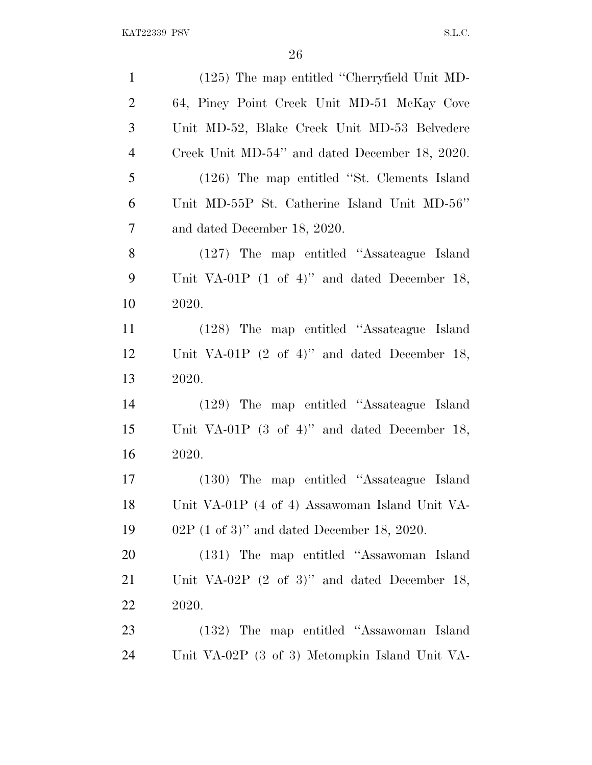(125) The map entitled ''Cherryfield Unit MD-64, Piney Point Creek Unit MD-51 McKay Cove Unit MD-52, Blake Creek Unit MD-53 Belvedere Creek Unit MD-54'' and dated December 18, 2020.

(126) The map entitled ''St. Clements Island Unit MD-55P St. Catherine Island Unit MD-56'' and dated December 18, 2020.

(127) The map entitled ''Assateague Island Unit VA-01P (1 of 4)'' and dated December 18, 2020.

(128) The map entitled ''Assateague Island Unit VA-01P (2 of 4)'' and dated December 18, 2020.

(129) The map entitled ''Assateague Island Unit VA-01P (3 of 4)'' and dated December 18, 2020.

(130) The map entitled ''Assateague Island Unit VA-01P (4 of 4) Assawoman Island Unit VA-02P (1 of 3)'' and dated December 18, 2020.

(131) The map entitled ''Assawoman Island Unit VA-02P (2 of 3)'' and dated December 18, 2020.

(132) The map entitled ''Assawoman Island Unit VA-02P (3 of 3) Metompkin Island Unit VA-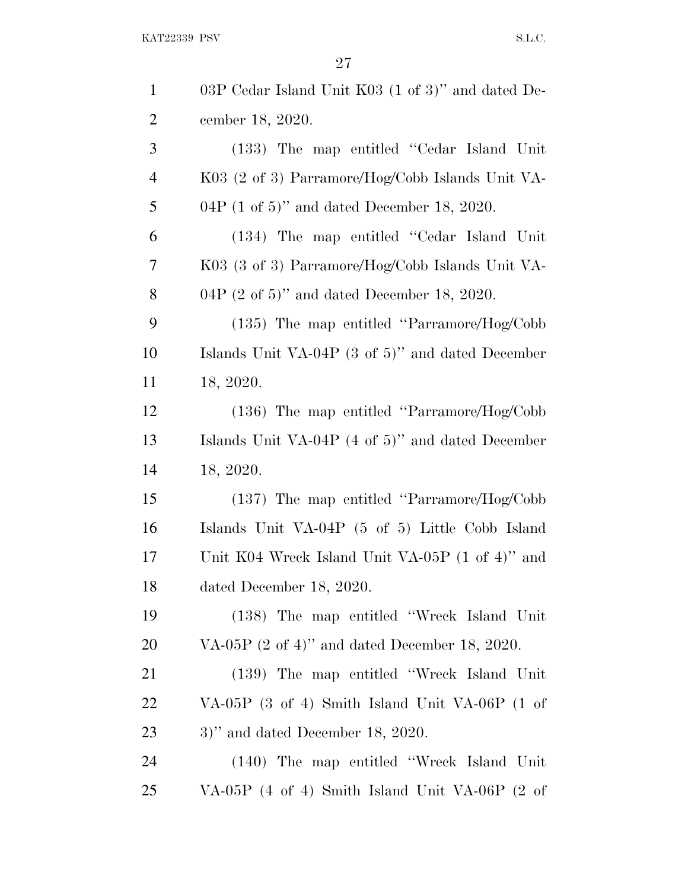03P Cedar Island Unit K03 (1 of 3)'' and dated December 18, 2020.

(133) The map entitled ''Cedar Island Unit K03 (2 of 3) Parramore/Hog/Cobb Islands Unit VA-04P (1 of 5)'' and dated December 18, 2020.

(134) The map entitled ''Cedar Island Unit K03 (3 of 3) Parramore/Hog/Cobb Islands Unit VA-04P (2 of 5)'' and dated December 18, 2020.

(135) The map entitled ''Parramore/Hog/Cobb Islands Unit VA-04P (3 of 5)'' and dated December 18, 2020.

(136) The map entitled ''Parramore/Hog/Cobb Islands Unit VA-04P (4 of 5)'' and dated December 18, 2020.

(137) The map entitled ''Parramore/Hog/Cobb Islands Unit VA-04P (5 of 5) Little Cobb Island Unit K04 Wreck Island Unit VA-05P (1 of 4)'' and dated December 18, 2020.

(138) The map entitled ''Wreck Island Unit VA-05P (2 of 4)'' and dated December 18, 2020.

(139) The map entitled ''Wreck Island Unit VA-05P (3 of 4) Smith Island Unit VA-06P (1 of 3)'' and dated December 18, 2020.

(140) The map entitled ''Wreck Island Unit VA-05P (4 of 4) Smith Island Unit VA-06P (2 of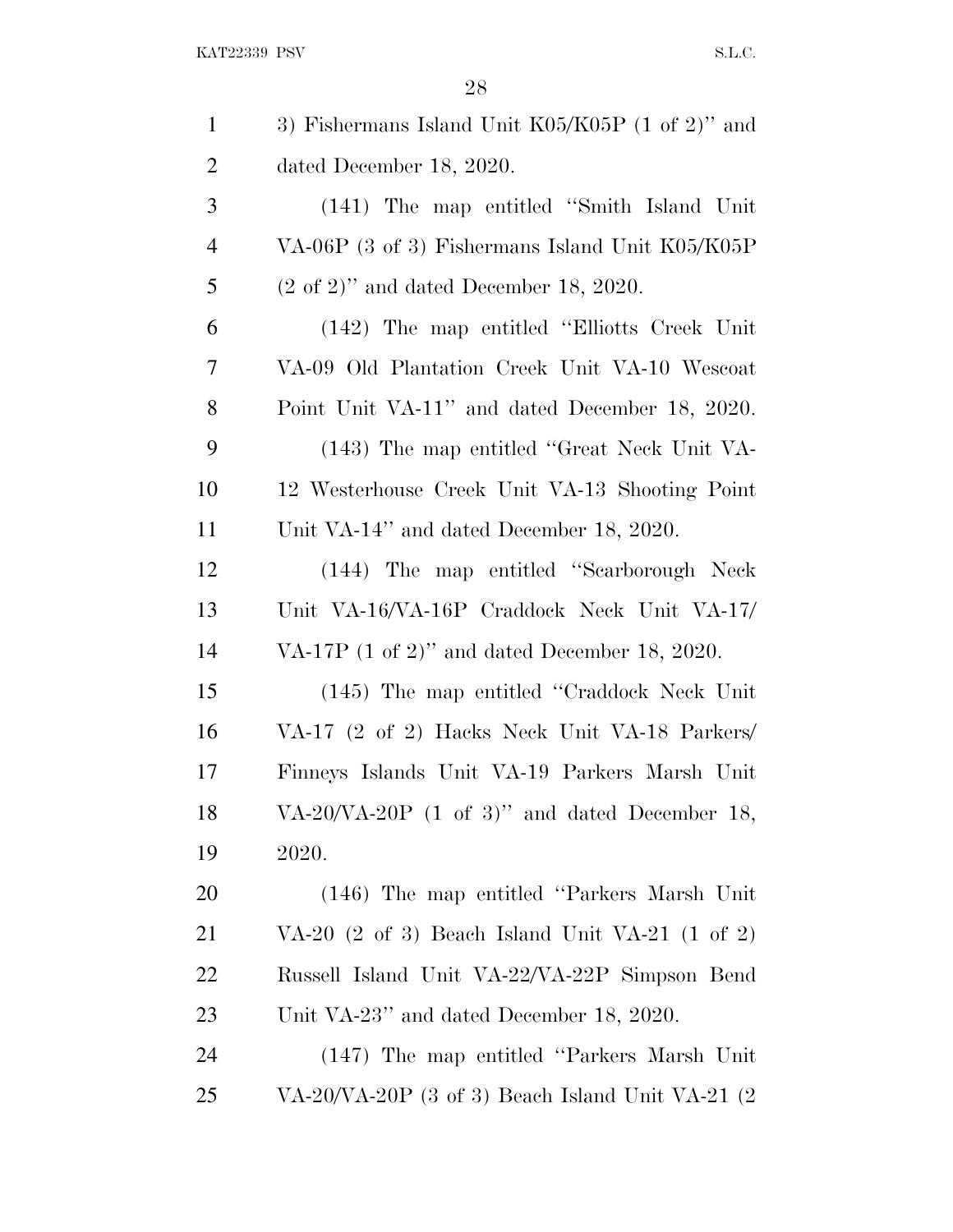3) Fishermans Island Unit K05/K05P (1 of 2)'' and dated December 18, 2020.

(141) The map entitled ''Smith Island Unit VA-06P (3 of 3) Fishermans Island Unit K05/K05P (2 of 2)'' and dated December 18, 2020.

(142) The map entitled ''Elliotts Creek Unit VA-09 Old Plantation Creek Unit VA-10 Wescoat Point Unit VA-11'' and dated December 18, 2020.

(143) The map entitled ''Great Neck Unit VA-12 Westerhouse Creek Unit VA-13 Shooting Point Unit VA-14'' and dated December 18, 2020.

(144) The map entitled ''Scarborough Neck Unit VA-16/VA-16P Craddock Neck Unit VA-17/VA-17P (1 of 2)'' and dated December 18, 2020.

(145) The map entitled ''Craddock Neck Unit VA-17 (2 of 2) Hacks Neck Unit VA-18 Parkers/Finneys Islands Unit VA-19 Parkers Marsh Unit VA-20/VA-20P (1 of 3)'' and dated December 18, 2020.

(146) The map entitled ''Parkers Marsh Unit VA-20 (2 of 3) Beach Island Unit VA-21 (1 of 2) Russell Island Unit VA-22/VA-22P Simpson Bend Unit VA-23'' and dated December 18, 2020.

(147) The map entitled ''Parkers Marsh Unit VA-20/VA-20P (3 of 3) Beach Island Unit VA-21 (2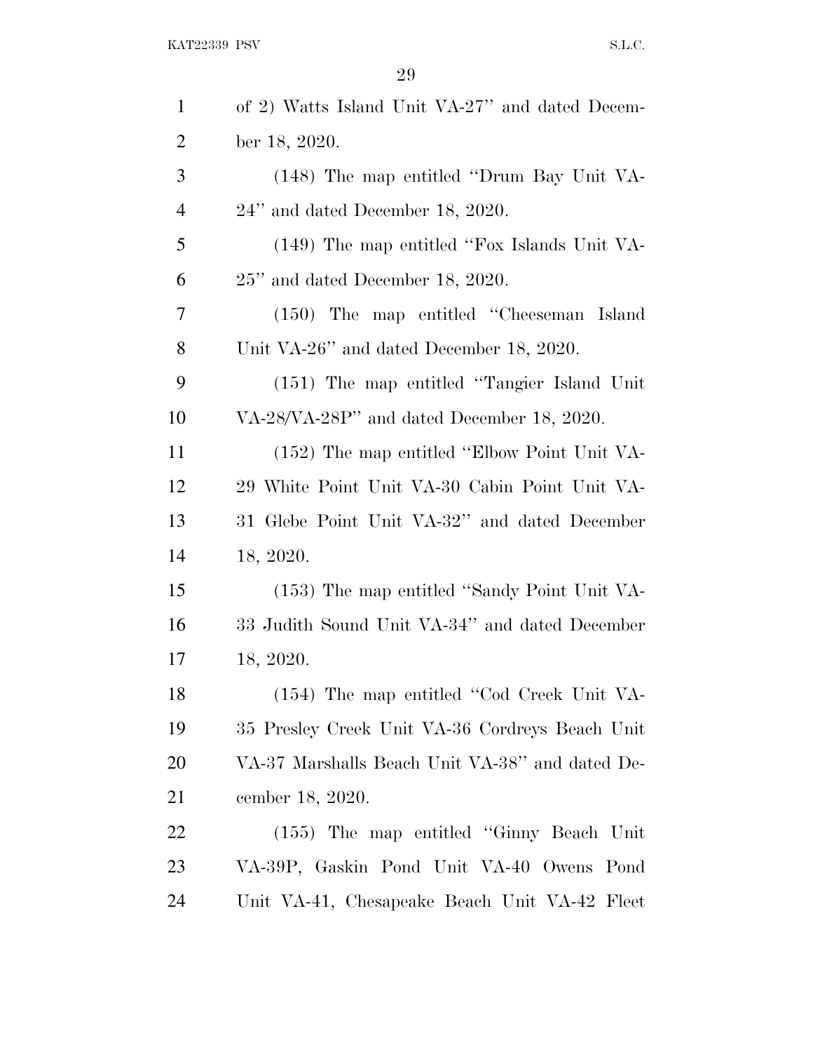of 2) Watts Island Unit VA-27'' and dated December 18, 2020.

(148) The map entitled ''Drum Bay Unit VA-24'' and dated December 18, 2020.

(149) The map entitled ''Fox Islands Unit VA-25'' and dated December 18, 2020.

(150) The map entitled ''Cheeseman Island Unit VA-26'' and dated December 18, 2020.

(151) The map entitled ''Tangier Island Unit VA-28/VA-28P'' and dated December 18, 2020.

(152) The map entitled ''Elbow Point Unit VA-29 White Point Unit VA-30 Cabin Point Unit VA-31 Glebe Point Unit VA-32'' and dated December 18, 2020.

(153) The map entitled ''Sandy Point Unit VA-33 Judith Sound Unit VA-34'' and dated December 18, 2020.

(154) The map entitled ''Cod Creek Unit VA-35 Presley Creek Unit VA-36 Cordreys Beach Unit VA-37 Marshalls Beach Unit VA-38'' and dated December 18, 2020.

(155) The map entitled ''Ginny Beach Unit VA-39P, Gaskin Pond Unit VA-40 Owens Pond Unit VA-41, Chesapeake Beach Unit VA-42 Fleet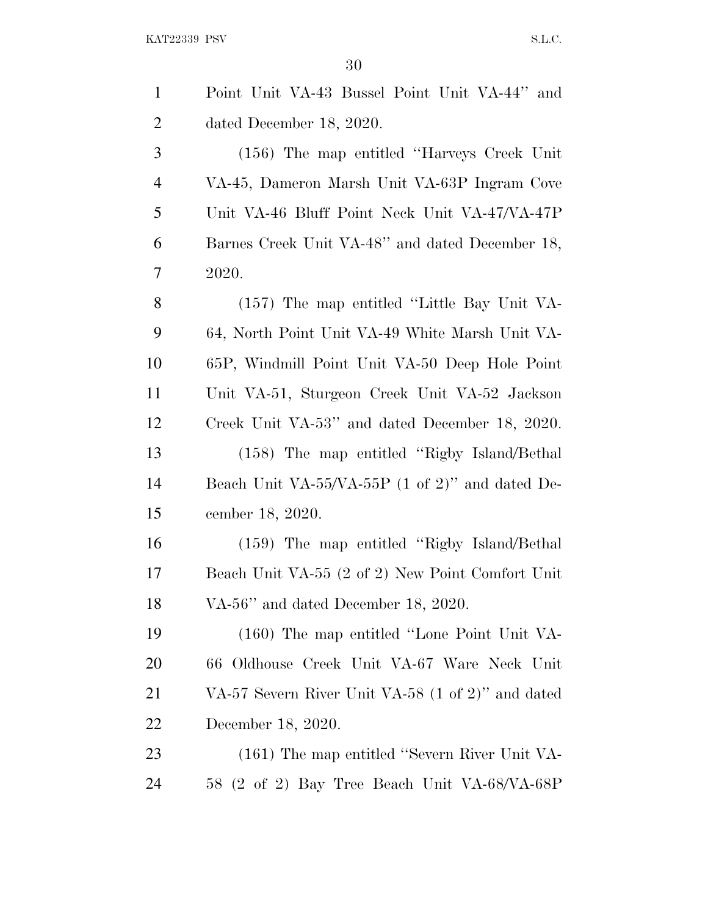Point Unit VA-43 Bussel Point Unit VA-44'' and dated December 18, 2020.

(156) The map entitled ''Harveys Creek Unit VA-45, Dameron Marsh Unit VA-63P Ingram Cove Unit VA-46 Bluff Point Neck Unit VA-47/VA-47P Barnes Creek Unit VA-48'' and dated December 18, 2020.

(157) The map entitled ''Little Bay Unit VA-64, North Point Unit VA-49 White Marsh Unit VA-65P, Windmill Point Unit VA-50 Deep Hole Point Unit VA-51, Sturgeon Creek Unit VA-52 Jackson Creek Unit VA-53'' and dated December 18, 2020.

(158) The map entitled ''Rigby Island/Bethal Beach Unit VA-55/VA-55P (1 of 2)'' and dated December 18, 2020.

(159) The map entitled ''Rigby Island/Bethal Beach Unit VA-55 (2 of 2) New Point Comfort Unit VA-56'' and dated December 18, 2020.

(160) The map entitled ''Lone Point Unit VA-66 Oldhouse Creek Unit VA-67 Ware Neck Unit VA-57 Severn River Unit VA-58 (1 of 2)'' and dated December 18, 2020.

(161) The map entitled ''Severn River Unit VA-58 (2 of 2) Bay Tree Beach Unit VA-68/VA-68P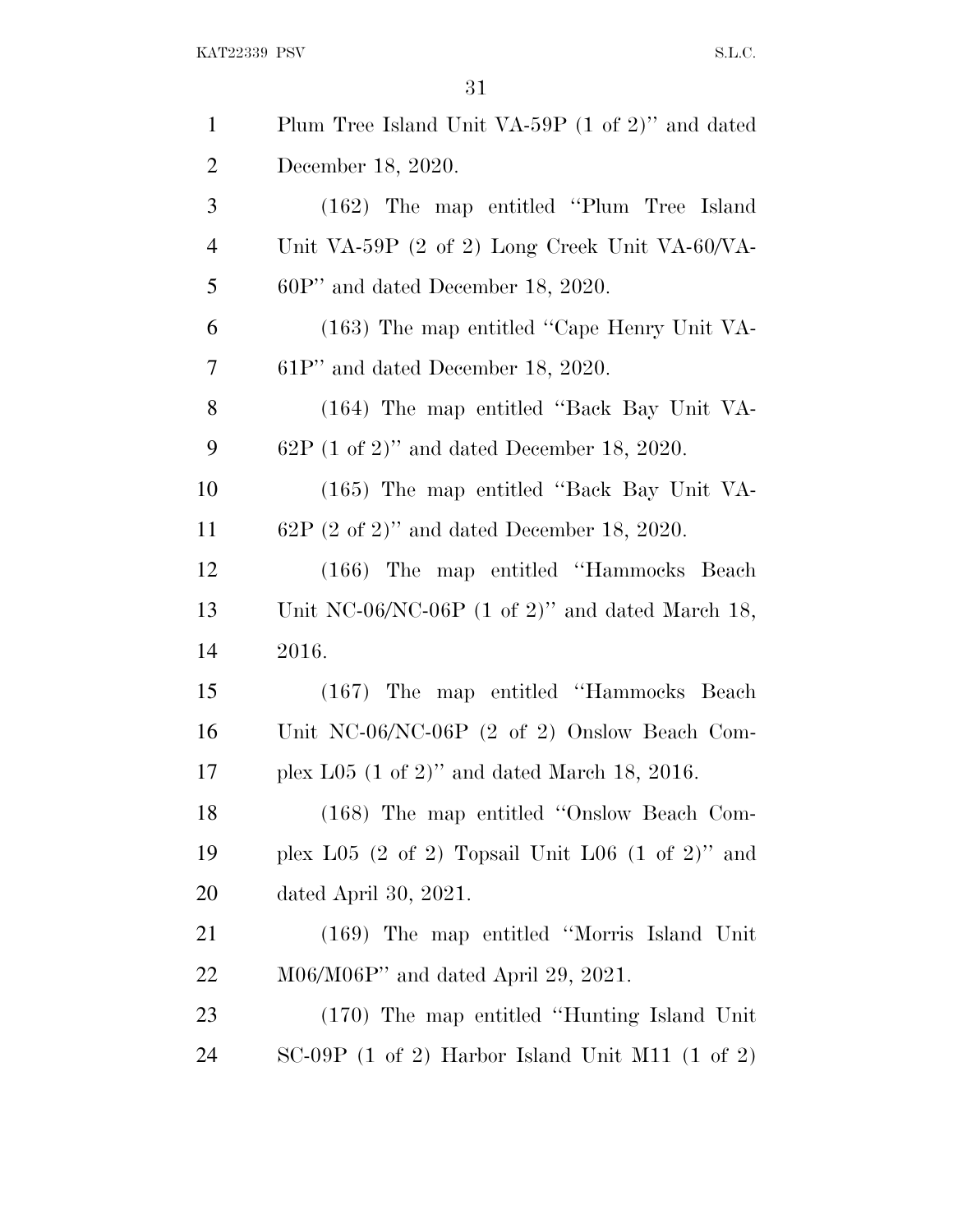Plum Tree Island Unit VA-59P (1 of 2)'' and dated December 18, 2020.

(162) The map entitled ''Plum Tree Island Unit VA-59P (2 of 2) Long Creek Unit VA-60/VA-60P'' and dated December 18, 2020.

(163) The map entitled ''Cape Henry Unit VA-61P'' and dated December 18, 2020.

(164) The map entitled ''Back Bay Unit VA-62P (1 of 2)'' and dated December 18, 2020.

(165) The map entitled ''Back Bay Unit VA-62P (2 of 2)'' and dated December 18, 2020.

(166) The map entitled ''Hammocks Beach Unit NC-06/NC-06P (1 of 2)'' and dated March 18, 2016.

(167) The map entitled ''Hammocks Beach Unit NC-06/NC-06P (2 of 2) Onslow Beach Complex L05 (1 of 2)'' and dated March 18, 2016.

(168) The map entitled ''Onslow Beach Complex L05 (2 of 2) Topsail Unit L06 (1 of 2)'' and dated April 30, 2021.

(169) The map entitled ''Morris Island Unit M06/M06P'' and dated April 29, 2021.

(170) The map entitled ''Hunting Island Unit SC-09P (1 of 2) Harbor Island Unit M11 (1 of 2)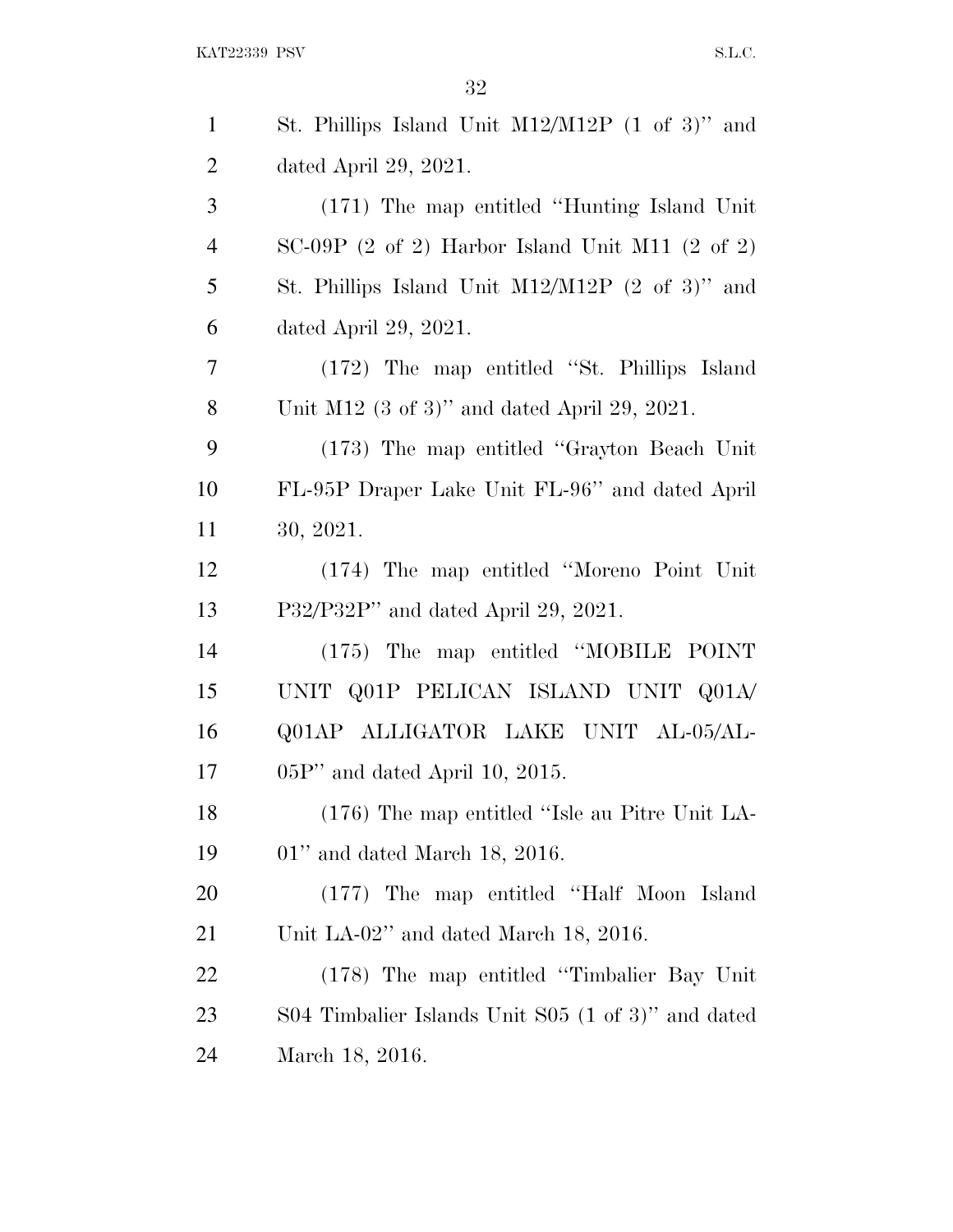St. Phillips Island Unit M12/M12P (1 of 3)'' and dated April 29, 2021.

(171) The map entitled ''Hunting Island Unit SC-09P (2 of 2) Harbor Island Unit M11 (2 of 2) St. Phillips Island Unit M12/M12P (2 of 3)'' and dated April 29, 2021.

(172) The map entitled ''St. Phillips Island Unit M12 (3 of 3)'' and dated April 29, 2021.

(173) The map entitled ''Grayton Beach Unit FL-95P Draper Lake Unit FL-96'' and dated April 30, 2021.

(174) The map entitled ''Moreno Point Unit P32/P32P'' and dated April 29, 2021.

(175) The map entitled ''MOBILE POINT UNIT Q01P PELICAN ISLAND UNIT Q01A/Q01AP ALLIGATOR LAKE UNIT AL-05/AL-05P'' and dated April 10, 2015.

(176) The map entitled ''Isle au Pitre Unit LA-01'' and dated March 18, 2016.

(177) The map entitled ''Half Moon Island Unit LA-02'' and dated March 18, 2016.

(178) The map entitled ''Timbalier Bay Unit S04 Timbalier Islands Unit S05 (1 of 3)'' and dated March 18, 2016.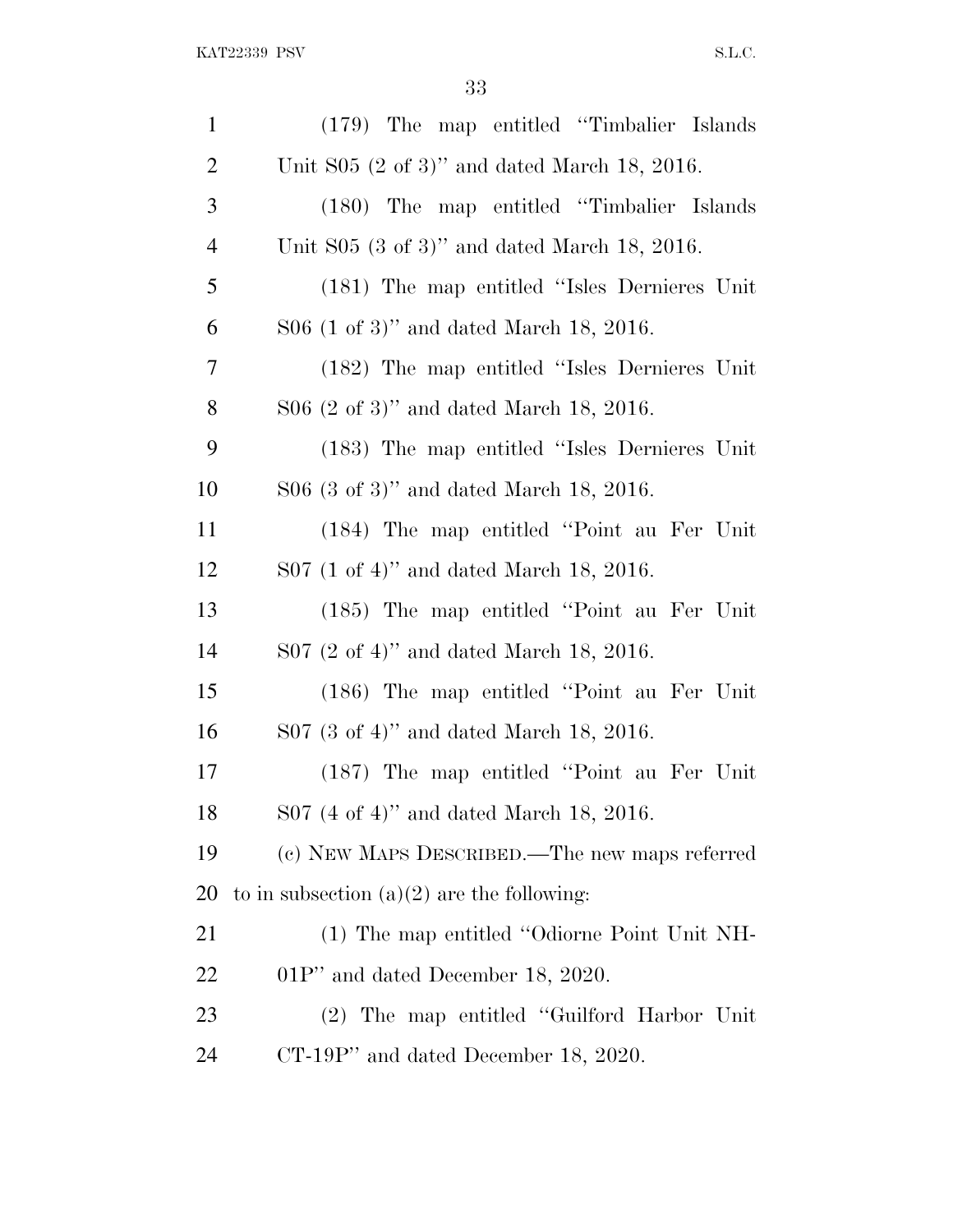(179) The map entitled "Timbalier Islands Unit S05 (2 of 3)" and dated March 18, 2016.

(180) The map entitled "Timbalier Islands Unit S05 (3 of 3)" and dated March 18, 2016.

(181) The map entitled "Isles Dernieres Unit S06 (1 of 3)" and dated March 18, 2016.

(182) The map entitled "Isles Dernieres Unit S06 (2 of 3)" and dated March 18, 2016.

(183) The map entitled "Isles Dernieres Unit S06 (3 of 3)" and dated March 18, 2016.

(184) The map entitled "Point au Fer Unit S07 (1 of 4)" and dated March 18, 2016.

(185) The map entitled "Point au Fer Unit S07 (2 of 4)" and dated March 18, 2016.

(186) The map entitled "Point au Fer Unit S07 (3 of 4)" and dated March 18, 2016.

(187) The map entitled "Point au Fer Unit S07 (4 of 4)" and dated March 18, 2016.

(c) NEW MAPS DESCRIBED.—The new maps referred to in subsection (a)(2) are the following:

(1) The map entitled "Odiorne Point Unit NH-01P" and dated December 18, 2020.

(2) The map entitled "Guilford Harbor Unit CT-19P" and dated December 18, 2020.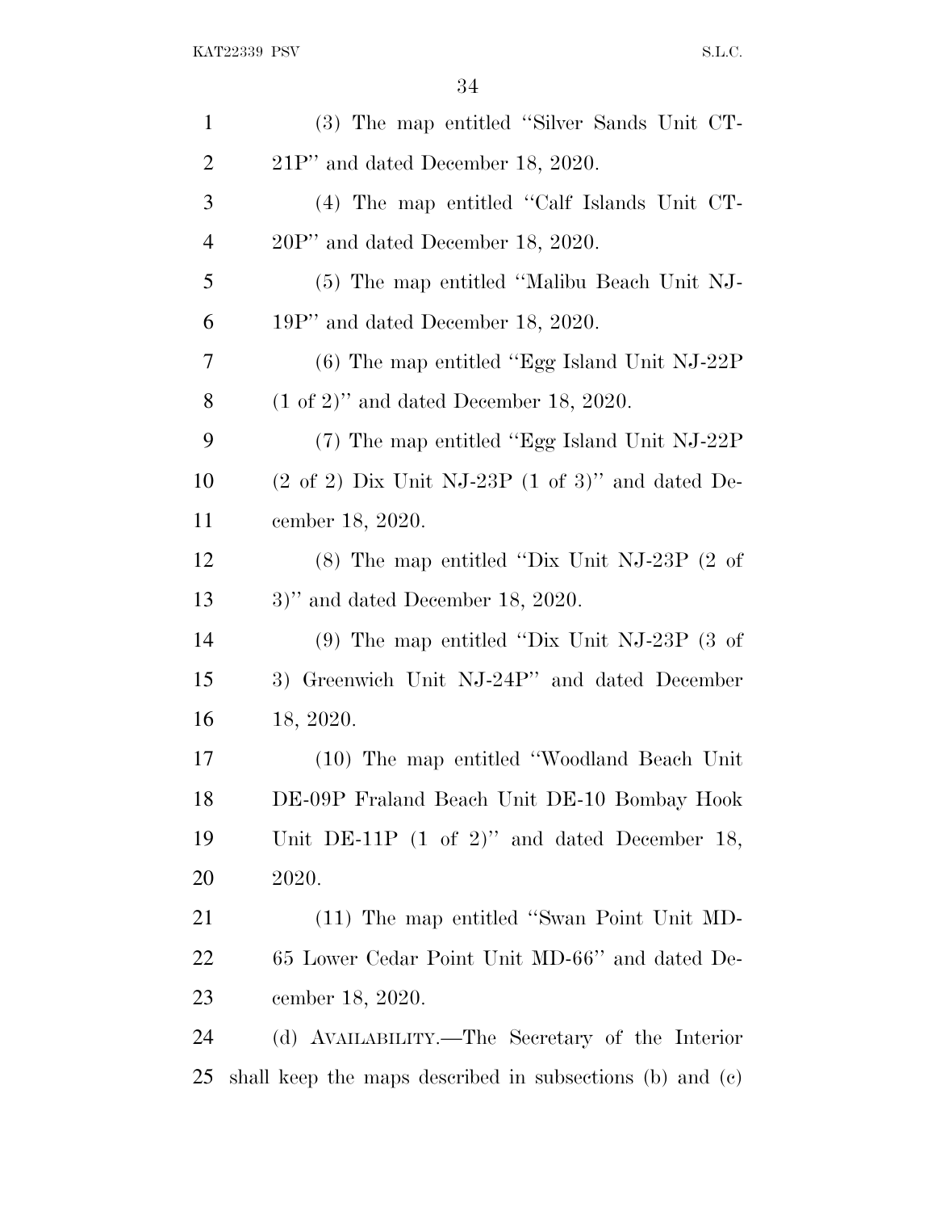(3) The map entitled "Silver Sands Unit CT-21P" and dated December 18, 2020.

(4) The map entitled "Calf Islands Unit CT-20P" and dated December 18, 2020.

(5) The map entitled "Malibu Beach Unit NJ-19P" and dated December 18, 2020.

(6) The map entitled "Egg Island Unit NJ-22P (1 of 2)" and dated December 18, 2020.

(7) The map entitled "Egg Island Unit NJ-22P (2 of 2) Dix Unit NJ-23P (1 of 3)" and dated December 18, 2020.

(8) The map entitled "Dix Unit NJ-23P (2 of 3)" and dated December 18, 2020.

(9) The map entitled "Dix Unit NJ-23P (3 of 3) Greenwich Unit NJ-24P" and dated December 18, 2020.

(10) The map entitled "Woodland Beach Unit DE-09P Fraland Beach Unit DE-10 Bombay Hook Unit DE-11P (1 of 2)" and dated December 18, 2020.

(11) The map entitled "Swan Point Unit MD-65 Lower Cedar Point Unit MD-66" and dated December 18, 2020.

(d) AVAILABILITY.—The Secretary of the Interior shall keep the maps described in subsections (b) and (c)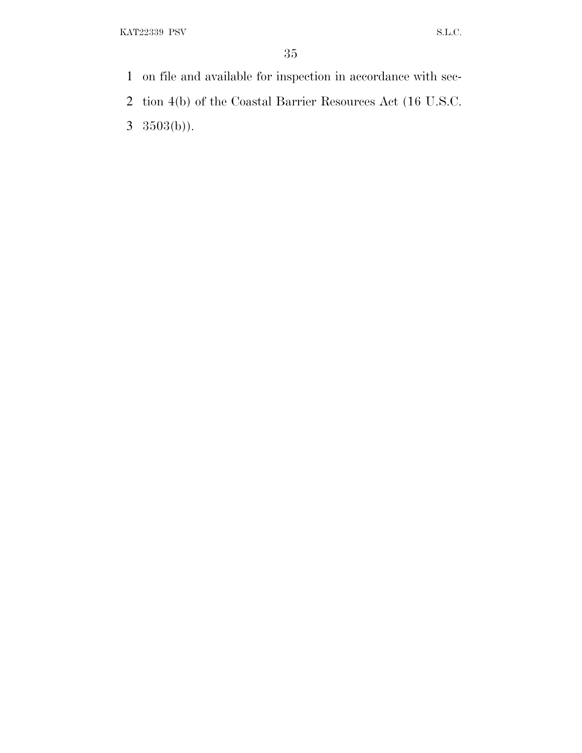on file and available for inspection in accordance with section 4(b) of the Coastal Barrier Resources Act (16 U.S.C. 3503(b)).